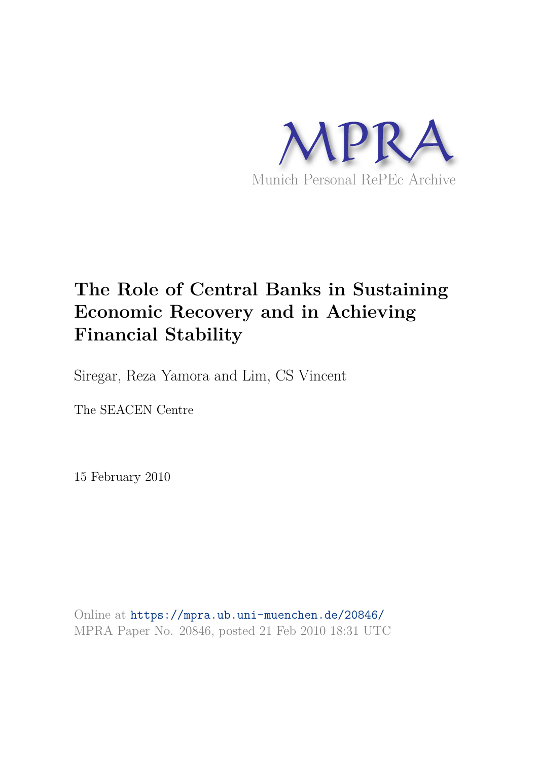MPRA

Munich Personal RePEc Archive

# The Role of Central Banks in Sustaining Economic Recovery and in Achieving Financial Stability

Siregar, Reza Yamora and Lim, CS Vincent

The SEACEN Centre

15 February 2010

Online at https://mpra.ub.uni-muenchen.de/20846/
MPRA Paper No. 20846, posted 21 Feb 2010 18:31 UTC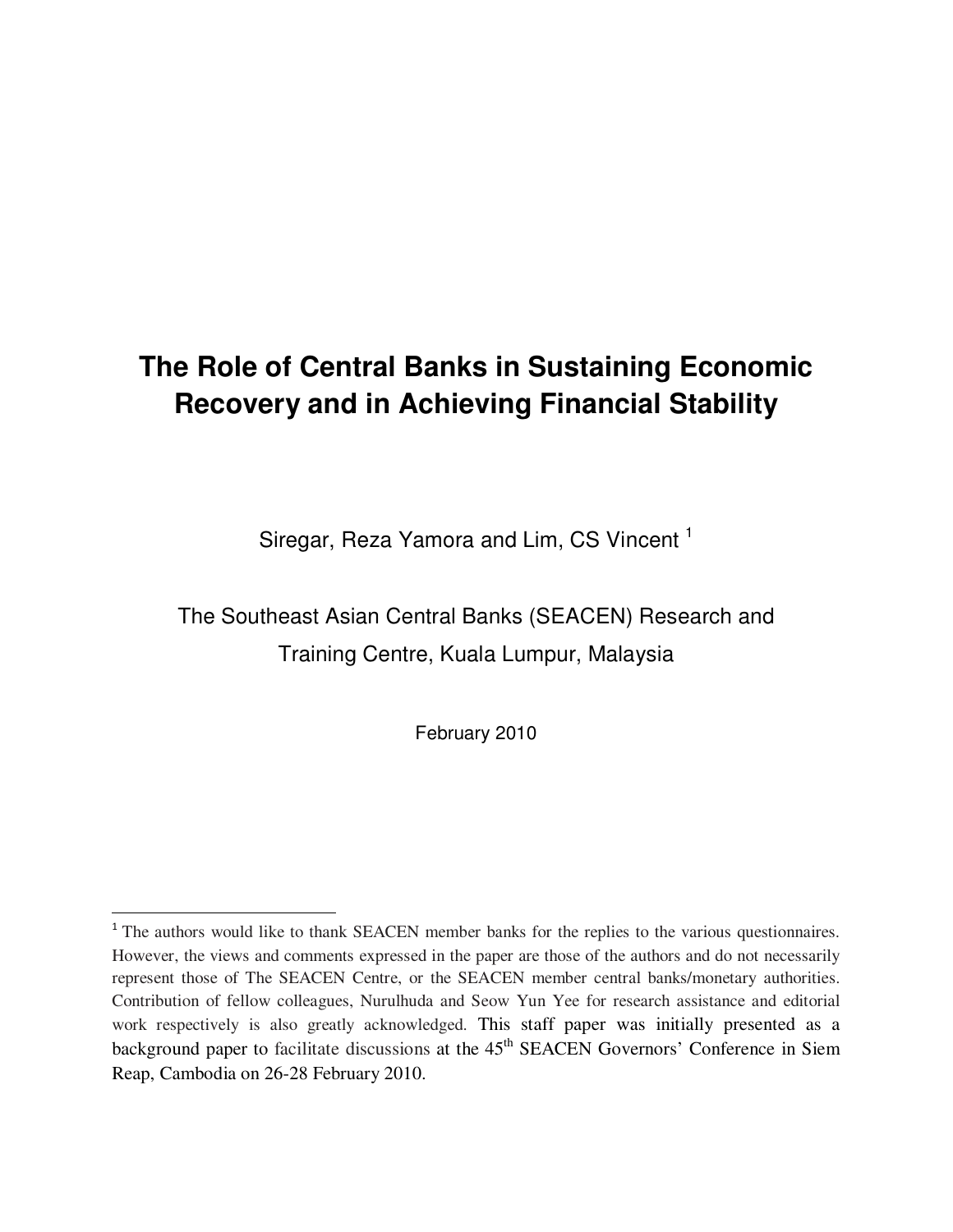# The Role of Central Banks in Sustaining Economic Recovery and in Achieving Financial Stability

Siregar, Reza Yamora and Lim, CS Vincent [1]

The Southeast Asian Central Banks (SEACEN) Research and Training Centre, Kuala Lumpur, Malaysia

February 2010

---

[1] The authors would like to thank SEACEN member banks for the replies to the various questionnaires. However, the views and comments expressed in the paper are those of the authors and do not necessarily represent those of The SEACEN Centre, or the SEACEN member central banks/monetary authorities. Contribution of fellow colleagues, Nurulhuda and Seow Yun Yee for research assistance and editorial work respectively is also greatly acknowledged. This staff paper was initially presented as a background paper to facilitate discussions at the 45th SEACEN Governors' Conference in Siem Reap, Cambodia on 26-28 February 2010.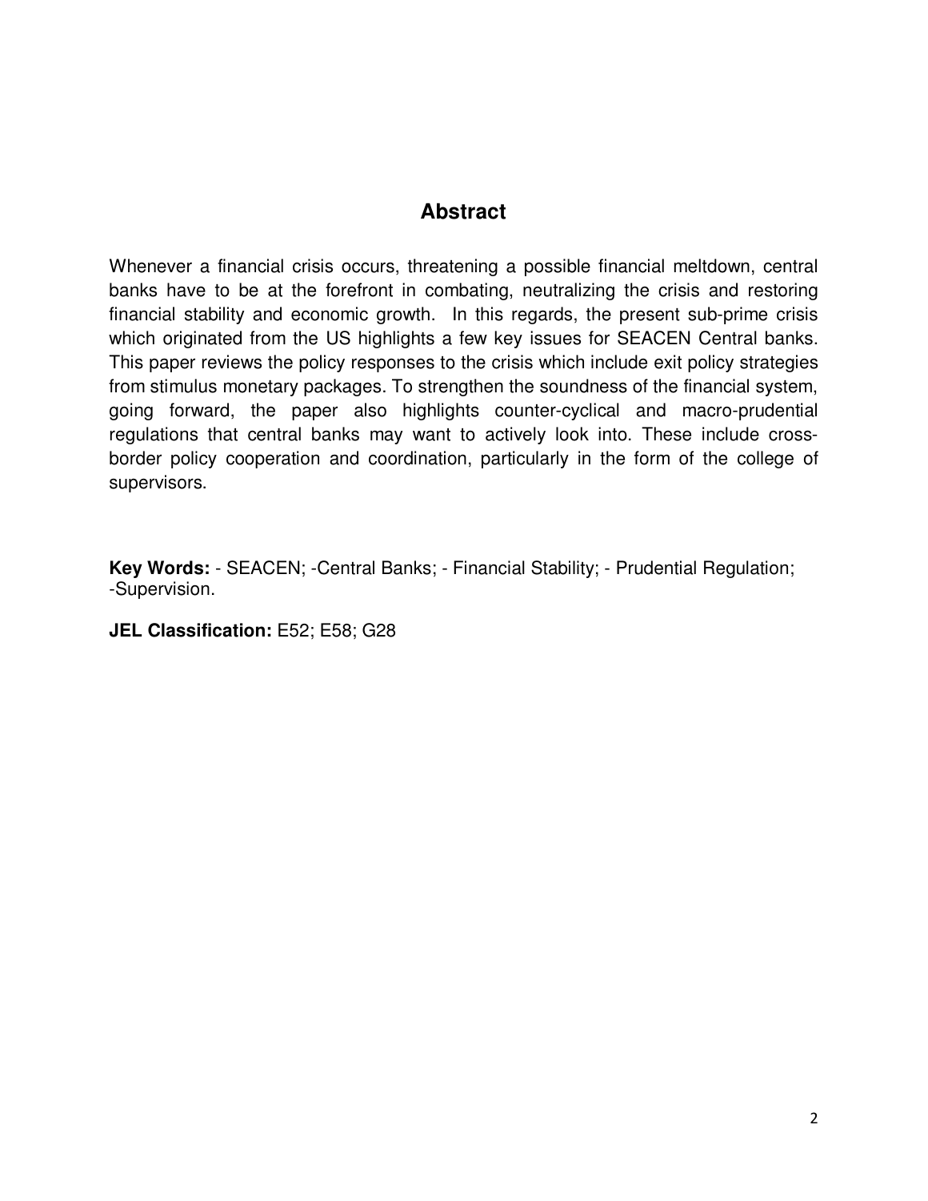## Abstract

Whenever a financial crisis occurs, threatening a possible financial meltdown, central banks have to be at the forefront in combating, neutralizing the crisis and restoring financial stability and economic growth. In this regards, the present sub-prime crisis which originated from the US highlights a few key issues for SEACEN Central banks. This paper reviews the policy responses to the crisis which include exit policy strategies from stimulus monetary packages. To strengthen the soundness of the financial system, going forward, the paper also highlights counter-cyclical and macro-prudential regulations that central banks may want to actively look into. These include cross-border policy cooperation and coordination, particularly in the form of the college of supervisors.

**Key Words:** - SEACEN; -Central Banks; - Financial Stability; - Prudential Regulation; -Supervision.

**JEL Classification:** E52; E58; G28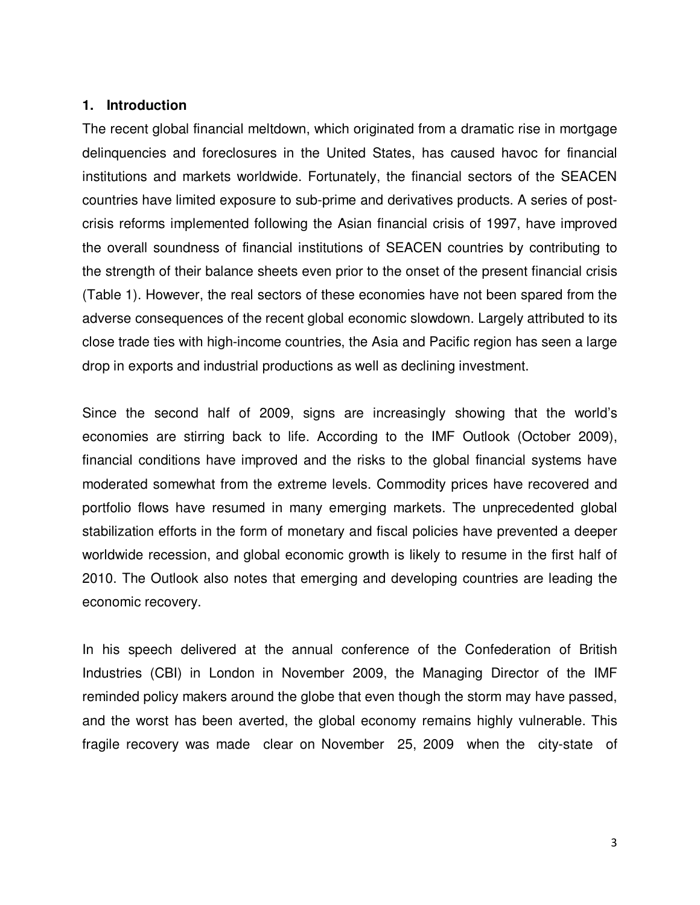## 1. Introduction

The recent global financial meltdown, which originated from a dramatic rise in mortgage delinquencies and foreclosures in the United States, has caused havoc for financial institutions and markets worldwide. Fortunately, the financial sectors of the SEACEN countries have limited exposure to sub-prime and derivatives products. A series of post-crisis reforms implemented following the Asian financial crisis of 1997, have improved the overall soundness of financial institutions of SEACEN countries by contributing to the strength of their balance sheets even prior to the onset of the present financial crisis (Table 1). However, the real sectors of these economies have not been spared from the adverse consequences of the recent global economic slowdown. Largely attributed to its close trade ties with high-income countries, the Asia and Pacific region has seen a large drop in exports and industrial productions as well as declining investment.

Since the second half of 2009, signs are increasingly showing that the world's economies are stirring back to life. According to the IMF Outlook (October 2009), financial conditions have improved and the risks to the global financial systems have moderated somewhat from the extreme levels. Commodity prices have recovered and portfolio flows have resumed in many emerging markets. The unprecedented global stabilization efforts in the form of monetary and fiscal policies have prevented a deeper worldwide recession, and global economic growth is likely to resume in the first half of 2010. The Outlook also notes that emerging and developing countries are leading the economic recovery.

In his speech delivered at the annual conference of the Confederation of British Industries (CBI) in London in November 2009, the Managing Director of the IMF reminded policy makers around the globe that even though the storm may have passed, and the worst has been averted, the global economy remains highly vulnerable. This fragile recovery was made clear on November 25, 2009 when the city-state of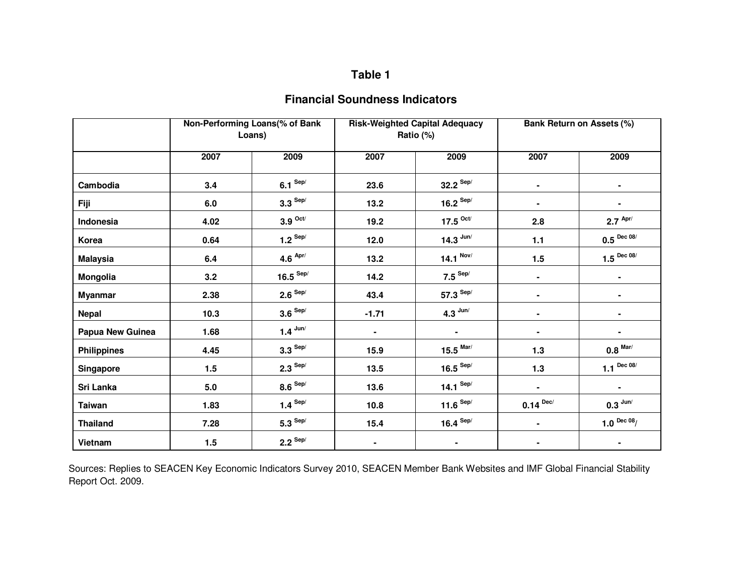# Table 1

## Financial Soundness Indicators

| | Non-Performing Loans(% of Bank Loans) | | Risk-Weighted Capital Adequacy Ratio (%) | | Bank Return on Assets (%) | |
|---|---|---|---|---|---|---|
| | 2007 | 2009 | 2007 | 2009 | 2007 | 2009 |
| **Cambodia** | 3.4 | 6.1 Sep/ | 23.6 | 32.2 Sep/ | - | - |
| **Fiji** | 6.0 | 3.3 Sep/ | 13.2 | 16.2 Sep/ | - | - |
| **Indonesia** | 4.02 | 3.9 Oct/ | 19.2 | 17.5 Oct/ | 2.8 | 2.7 Apr/ |
| **Korea** | 0.64 | 1.2 Sep/ | 12.0 | 14.3 Jun/ | 1.1 | 0.5 Dec 08/ |
| **Malaysia** | 6.4 | 4.6 Apr/ | 13.2 | 14.1 Nov/ | 1.5 | 1.5 Dec 08/ |
| **Mongolia** | 3.2 | 16.5 Sep/ | 14.2 | 7.5 Sep/ | - | - |
| **Myanmar** | 2.38 | 2.6 Sep/ | 43.4 | 57.3 Sep/ | - | - |
| **Nepal** | 10.3 | 3.6 Sep/ | -1.71 | 4.3 Jun/ | - | - |
| **Papua New Guinea** | 1.68 | 1.4 Jun/ | - | - | - | - |
| **Philippines** | 4.45 | 3.3 Sep/ | 15.9 | 15.5 Mar/ | 1.3 | 0.8 Mar/ |
| **Singapore** | 1.5 | 2.3 Sep/ | 13.5 | 16.5 Sep/ | 1.3 | 1.1 Dec 08/ |
| **Sri Lanka** | 5.0 | 8.6 Sep/ | 13.6 | 14.1 Sep/ | - | - |
| **Taiwan** | 1.83 | 1.4 Sep/ | 10.8 | 11.6 Sep/ | 0.14 Dec/ | 0.3 Jun/ |
| **Thailand** | 7.28 | 5.3 Sep/ | 15.4 | 16.4 Sep/ | - | 1.0 Dec 08/ |
| **Vietnam** | 1.5 | 2.2 Sep/ | - | - | - | - |

Sources: Replies to SEACEN Key Economic Indicators Survey 2010, SEACEN Member Bank Websites and IMF Global Financial Stability Report Oct. 2009.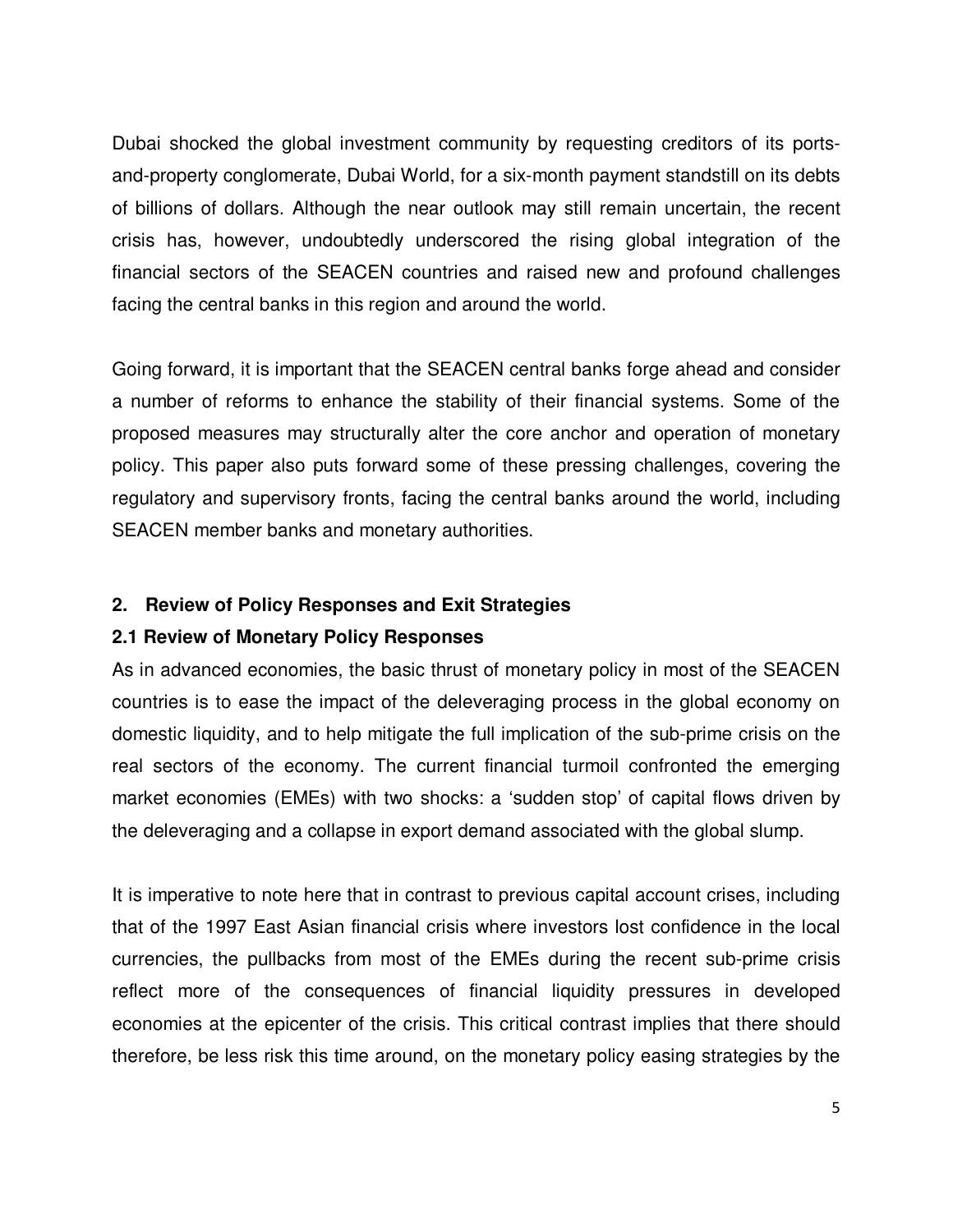Dubai shocked the global investment community by requesting creditors of its ports-and-property conglomerate, Dubai World, for a six-month payment standstill on its debts of billions of dollars. Although the near outlook may still remain uncertain, the recent crisis has, however, undoubtedly underscored the rising global integration of the financial sectors of the SEACEN countries and raised new and profound challenges facing the central banks in this region and around the world.

Going forward, it is important that the SEACEN central banks forge ahead and consider a number of reforms to enhance the stability of their financial systems. Some of the proposed measures may structurally alter the core anchor and operation of monetary policy. This paper also puts forward some of these pressing challenges, covering the regulatory and supervisory fronts, facing the central banks around the world, including SEACEN member banks and monetary authorities.

## 2. Review of Policy Responses and Exit Strategies

### 2.1 Review of Monetary Policy Responses

As in advanced economies, the basic thrust of monetary policy in most of the SEACEN countries is to ease the impact of the deleveraging process in the global economy on domestic liquidity, and to help mitigate the full implication of the sub-prime crisis on the real sectors of the economy. The current financial turmoil confronted the emerging market economies (EMEs) with two shocks: a 'sudden stop' of capital flows driven by the deleveraging and a collapse in export demand associated with the global slump.

It is imperative to note here that in contrast to previous capital account crises, including that of the 1997 East Asian financial crisis where investors lost confidence in the local currencies, the pullbacks from most of the EMEs during the recent sub-prime crisis reflect more of the consequences of financial liquidity pressures in developed economies at the epicenter of the crisis. This critical contrast implies that there should therefore, be less risk this time around, on the monetary policy easing strategies by the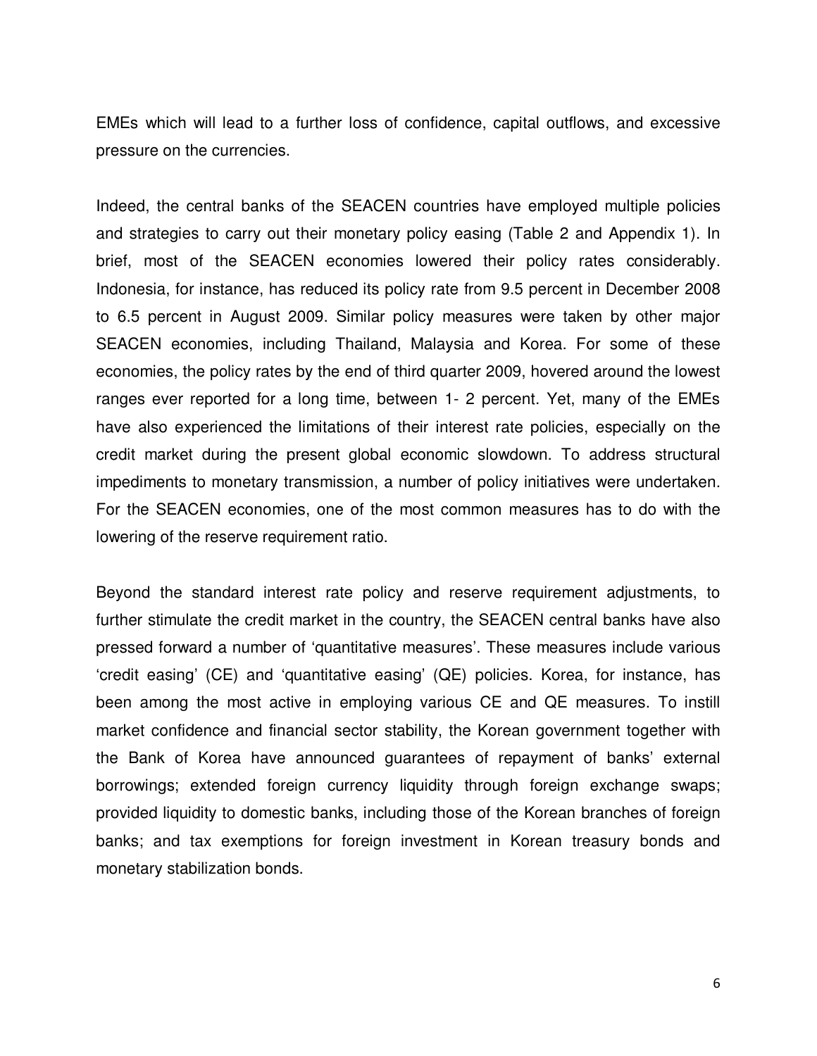EMEs which will lead to a further loss of confidence, capital outflows, and excessive pressure on the currencies.

Indeed, the central banks of the SEACEN countries have employed multiple policies and strategies to carry out their monetary policy easing (Table 2 and Appendix 1). In brief, most of the SEACEN economies lowered their policy rates considerably. Indonesia, for instance, has reduced its policy rate from 9.5 percent in December 2008 to 6.5 percent in August 2009. Similar policy measures were taken by other major SEACEN economies, including Thailand, Malaysia and Korea. For some of these economies, the policy rates by the end of third quarter 2009, hovered around the lowest ranges ever reported for a long time, between 1- 2 percent. Yet, many of the EMEs have also experienced the limitations of their interest rate policies, especially on the credit market during the present global economic slowdown. To address structural impediments to monetary transmission, a number of policy initiatives were undertaken. For the SEACEN economies, one of the most common measures has to do with the lowering of the reserve requirement ratio.

Beyond the standard interest rate policy and reserve requirement adjustments, to further stimulate the credit market in the country, the SEACEN central banks have also pressed forward a number of 'quantitative measures'. These measures include various 'credit easing' (CE) and 'quantitative easing' (QE) policies. Korea, for instance, has been among the most active in employing various CE and QE measures. To instill market confidence and financial sector stability, the Korean government together with the Bank of Korea have announced guarantees of repayment of banks' external borrowings; extended foreign currency liquidity through foreign exchange swaps; provided liquidity to domestic banks, including those of the Korean branches of foreign banks; and tax exemptions for foreign investment in Korean treasury bonds and monetary stabilization bonds.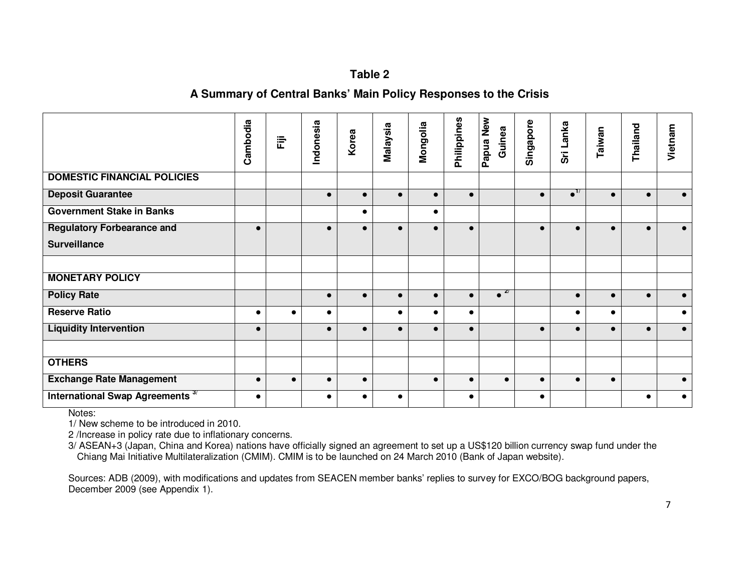**Table 2**

**A Summary of Central Banks' Main Policy Responses to the Crisis**

| | Cambodia | Fiji | Indonesia | Korea | Malaysia | Mongolia | Philippines | Papua New Guinea | Singapore | Sri Lanka | Taiwan | Thailand | Vietnam |
|---|---|---|---|---|---|---|---|---|---|---|---|---|---|
| **DOMESTIC FINANCIAL POLICIES** | | | | | | | | | | | | | |
| **Deposit Guarantee** | | | ● | ● | ● | ● | ● | | ● | ● [1/] | ● | ● | ● |
| **Government Stake in Banks** | | | | ● | | ● | | | | | | | |
| **Regulatory Forbearance and Surveillance** | ● | | ● | ● | ● | ● | ● | | ● | ● | ● | ● | ● |
| | | | | | | | | | | | | | |
| **MONETARY POLICY** | | | | | | | | | | | | | |
| **Policy Rate** | | | ● | ● | ● | ● | ● | ● [2/] | | ● | ● | ● | ● |
| **Reserve Ratio** | ● | ● | ● | | ● | ● | ● | | | ● | ● | | ● |
| **Liquidity Intervention** | ● | | ● | ● | ● | ● | ● | | ● | ● | ● | ● | ● |
| | | | | | | | | | | | | | |
| **OTHERS** | | | | | | | | | | | | | |
| **Exchange Rate Management** | ● | ● | ● | ● | | ● | ● | ● | ● | ● | ● | | ● |
| **International Swap Agreements** [3/] | ● | | ● | ● | ● | | ● | | ● | | | ● | ● |

Notes:

1/ New scheme to be introduced in 2010.

2 /Increase in policy rate due to inflationary concerns.

3/ ASEAN+3 (Japan, China and Korea) nations have officially signed an agreement to set up a US$120 billion currency swap fund under the Chiang Mai Initiative Multilateralization (CMIM). CMIM is to be launched on 24 March 2010 (Bank of Japan website).

Sources: ADB (2009), with modifications and updates from SEACEN member banks' replies to survey for EXCO/BOG background papers, December 2009 (see Appendix 1).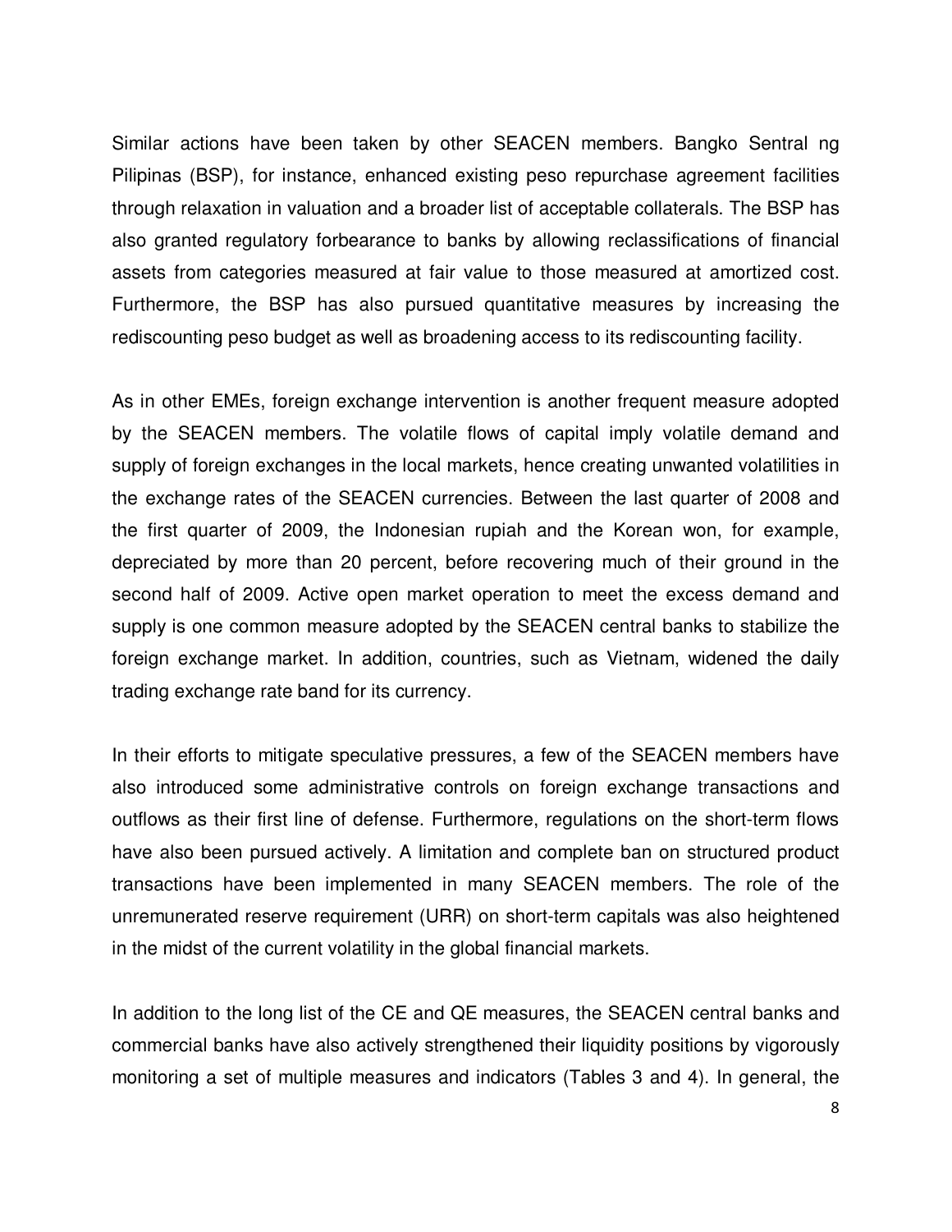Similar actions have been taken by other SEACEN members. Bangko Sentral ng Pilipinas (BSP), for instance, enhanced existing peso repurchase agreement facilities through relaxation in valuation and a broader list of acceptable collaterals. The BSP has also granted regulatory forbearance to banks by allowing reclassifications of financial assets from categories measured at fair value to those measured at amortized cost. Furthermore, the BSP has also pursued quantitative measures by increasing the rediscounting peso budget as well as broadening access to its rediscounting facility.

As in other EMEs, foreign exchange intervention is another frequent measure adopted by the SEACEN members. The volatile flows of capital imply volatile demand and supply of foreign exchanges in the local markets, hence creating unwanted volatilities in the exchange rates of the SEACEN currencies. Between the last quarter of 2008 and the first quarter of 2009, the Indonesian rupiah and the Korean won, for example, depreciated by more than 20 percent, before recovering much of their ground in the second half of 2009. Active open market operation to meet the excess demand and supply is one common measure adopted by the SEACEN central banks to stabilize the foreign exchange market. In addition, countries, such as Vietnam, widened the daily trading exchange rate band for its currency.

In their efforts to mitigate speculative pressures, a few of the SEACEN members have also introduced some administrative controls on foreign exchange transactions and outflows as their first line of defense. Furthermore, regulations on the short-term flows have also been pursued actively. A limitation and complete ban on structured product transactions have been implemented in many SEACEN members. The role of the unremunerated reserve requirement (URR) on short-term capitals was also heightened in the midst of the current volatility in the global financial markets.

In addition to the long list of the CE and QE measures, the SEACEN central banks and commercial banks have also actively strengthened their liquidity positions by vigorously monitoring a set of multiple measures and indicators (Tables 3 and 4). In general, the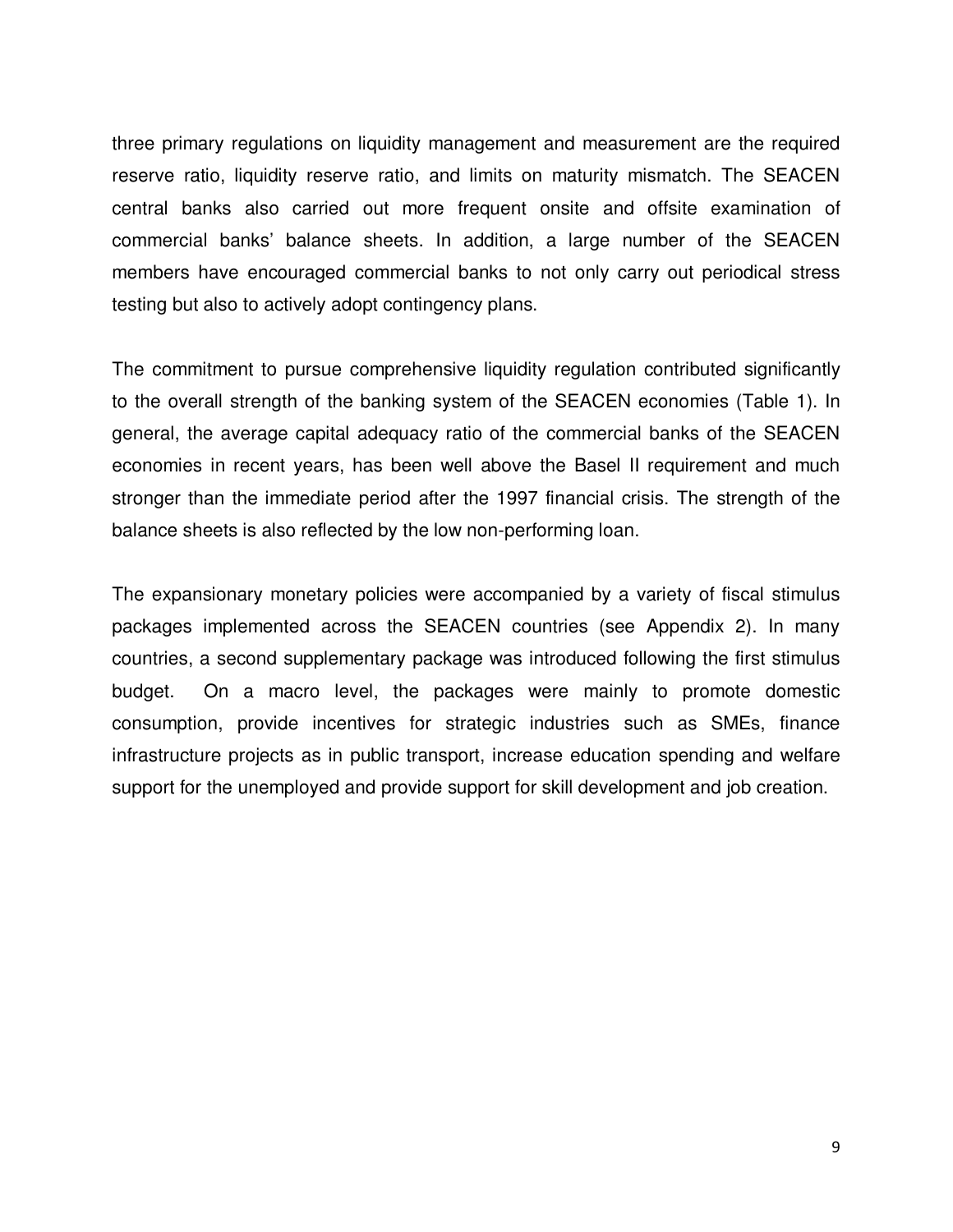three primary regulations on liquidity management and measurement are the required reserve ratio, liquidity reserve ratio, and limits on maturity mismatch. The SEACEN central banks also carried out more frequent onsite and offsite examination of commercial banks' balance sheets. In addition, a large number of the SEACEN members have encouraged commercial banks to not only carry out periodical stress testing but also to actively adopt contingency plans.

The commitment to pursue comprehensive liquidity regulation contributed significantly to the overall strength of the banking system of the SEACEN economies (Table 1). In general, the average capital adequacy ratio of the commercial banks of the SEACEN economies in recent years, has been well above the Basel II requirement and much stronger than the immediate period after the 1997 financial crisis. The strength of the balance sheets is also reflected by the low non-performing loan.

The expansionary monetary policies were accompanied by a variety of fiscal stimulus packages implemented across the SEACEN countries (see Appendix 2). In many countries, a second supplementary package was introduced following the first stimulus budget. On a macro level, the packages were mainly to promote domestic consumption, provide incentives for strategic industries such as SMEs, finance infrastructure projects as in public transport, increase education spending and welfare support for the unemployed and provide support for skill development and job creation.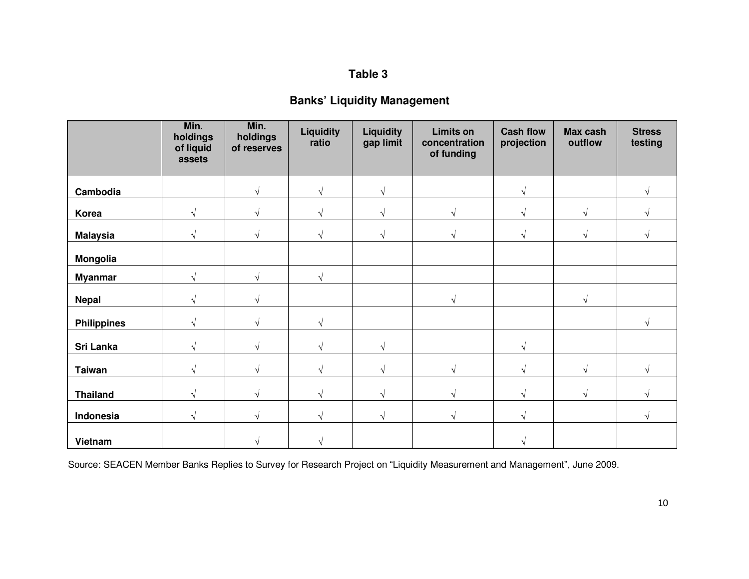# Table 3

## Banks' Liquidity Management

| | Min. holdings of liquid assets | Min. holdings of reserves | Liquidity ratio | Liquidity gap limit | Limits on concentration of funding | Cash flow projection | Max cash outflow | Stress testing |
|---|---|---|---|---|---|---|---|---|
| **Cambodia** | | √ | √ | √ | | √ | | √ |
| **Korea** | √ | √ | √ | √ | √ | √ | √ | √ |
| **Malaysia** | √ | √ | √ | √ | √ | √ | √ | √ |
| **Mongolia** | | | | | | | | |
| **Myanmar** | √ | √ | √ | | | | | |
| **Nepal** | √ | √ | | | √ | | √ | |
| **Philippines** | √ | √ | √ | | | | | √ |
| **Sri Lanka** | √ | √ | √ | √ | | √ | | |
| **Taiwan** | √ | √ | √ | √ | √ | √ | √ | √ |
| **Thailand** | √ | √ | √ | √ | √ | √ | √ | √ |
| **Indonesia** | √ | √ | √ | √ | √ | √ | | √ |
| **Vietnam** | | √ | √ | | | √ | | |

Source: SEACEN Member Banks Replies to Survey for Research Project on "Liquidity Measurement and Management", June 2009.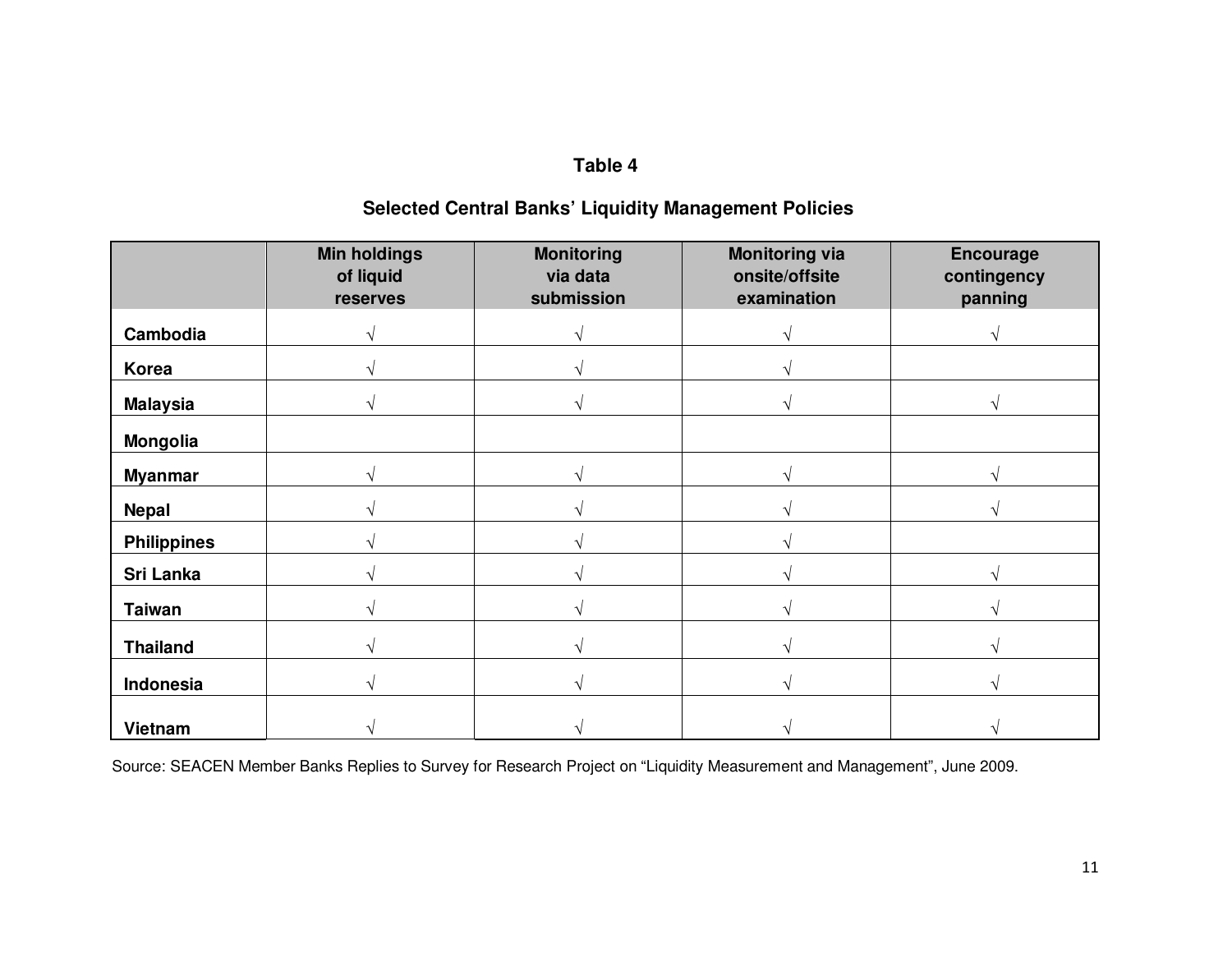**Table 4**

**Selected Central Banks' Liquidity Management Policies**

| | Min holdings of liquid reserves | Monitoring via data submission | Monitoring via onsite/offsite examination | Encourage contingency panning |
|---|---|---|---|---|
| **Cambodia** | √ | √ | √ | √ |
| **Korea** | √ | √ | √ | |
| **Malaysia** | √ | √ | √ | √ |
| **Mongolia** | | | | |
| **Myanmar** | √ | √ | √ | √ |
| **Nepal** | √ | √ | √ | √ |
| **Philippines** | √ | √ | √ | |
| **Sri Lanka** | √ | √ | √ | √ |
| **Taiwan** | √ | √ | √ | √ |
| **Thailand** | √ | √ | √ | √ |
| **Indonesia** | √ | √ | √ | √ |
| **Vietnam** | √ | √ | √ | √ |

Source: SEACEN Member Banks Replies to Survey for Research Project on "Liquidity Measurement and Management", June 2009.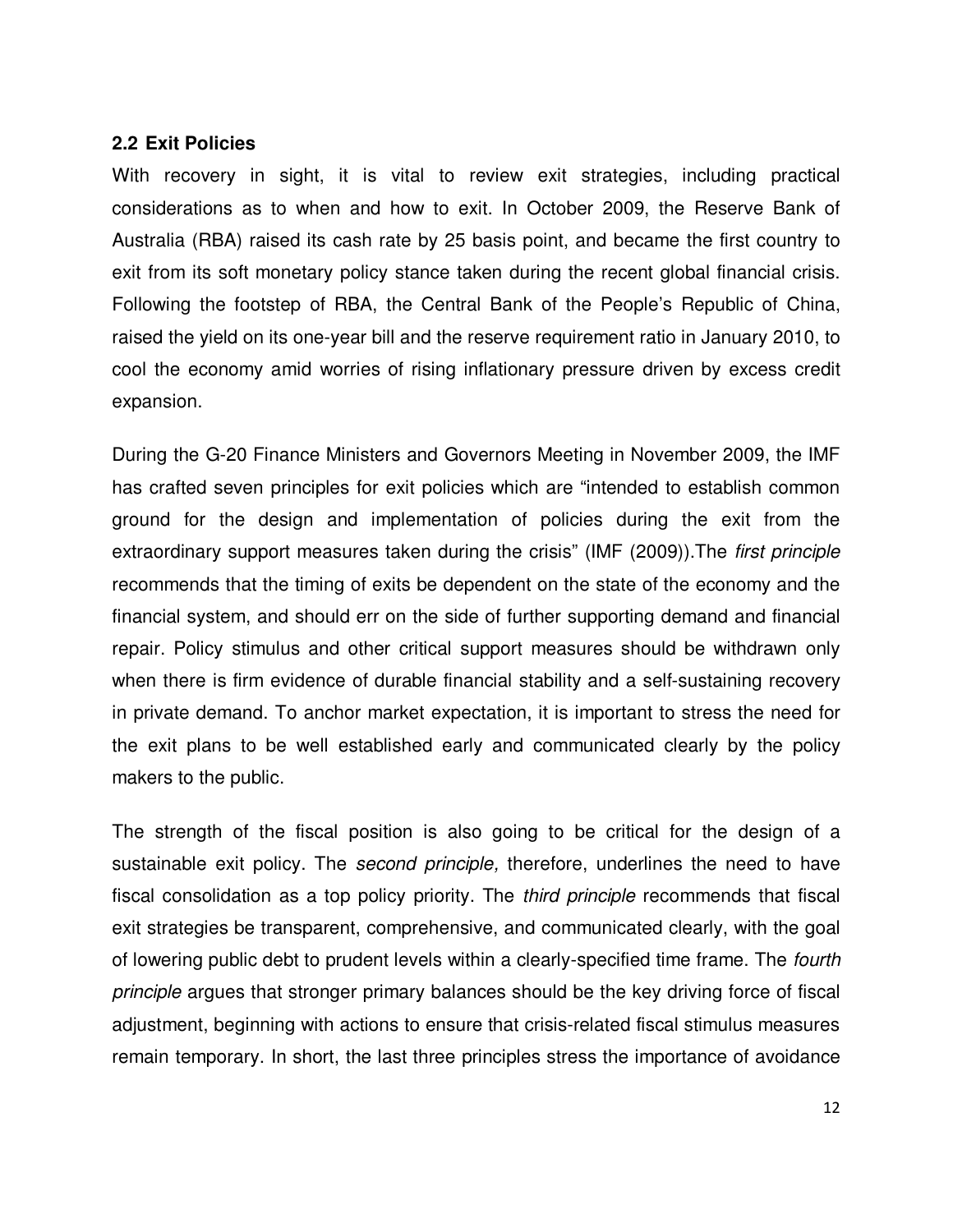### 2.2 Exit Policies

With recovery in sight, it is vital to review exit strategies, including practical considerations as to when and how to exit. In October 2009, the Reserve Bank of Australia (RBA) raised its cash rate by 25 basis point, and became the first country to exit from its soft monetary policy stance taken during the recent global financial crisis. Following the footstep of RBA, the Central Bank of the People's Republic of China, raised the yield on its one-year bill and the reserve requirement ratio in January 2010, to cool the economy amid worries of rising inflationary pressure driven by excess credit expansion.

During the G-20 Finance Ministers and Governors Meeting in November 2009, the IMF has crafted seven principles for exit policies which are "intended to establish common ground for the design and implementation of policies during the exit from the extraordinary support measures taken during the crisis" (IMF (2009)).The *first principle* recommends that the timing of exits be dependent on the state of the economy and the financial system, and should err on the side of further supporting demand and financial repair. Policy stimulus and other critical support measures should be withdrawn only when there is firm evidence of durable financial stability and a self-sustaining recovery in private demand. To anchor market expectation, it is important to stress the need for the exit plans to be well established early and communicated clearly by the policy makers to the public.

The strength of the fiscal position is also going to be critical for the design of a sustainable exit policy. The *second principle,* therefore, underlines the need to have fiscal consolidation as a top policy priority. The *third principle* recommends that fiscal exit strategies be transparent, comprehensive, and communicated clearly, with the goal of lowering public debt to prudent levels within a clearly-specified time frame. The *fourth principle* argues that stronger primary balances should be the key driving force of fiscal adjustment, beginning with actions to ensure that crisis-related fiscal stimulus measures remain temporary. In short, the last three principles stress the importance of avoidance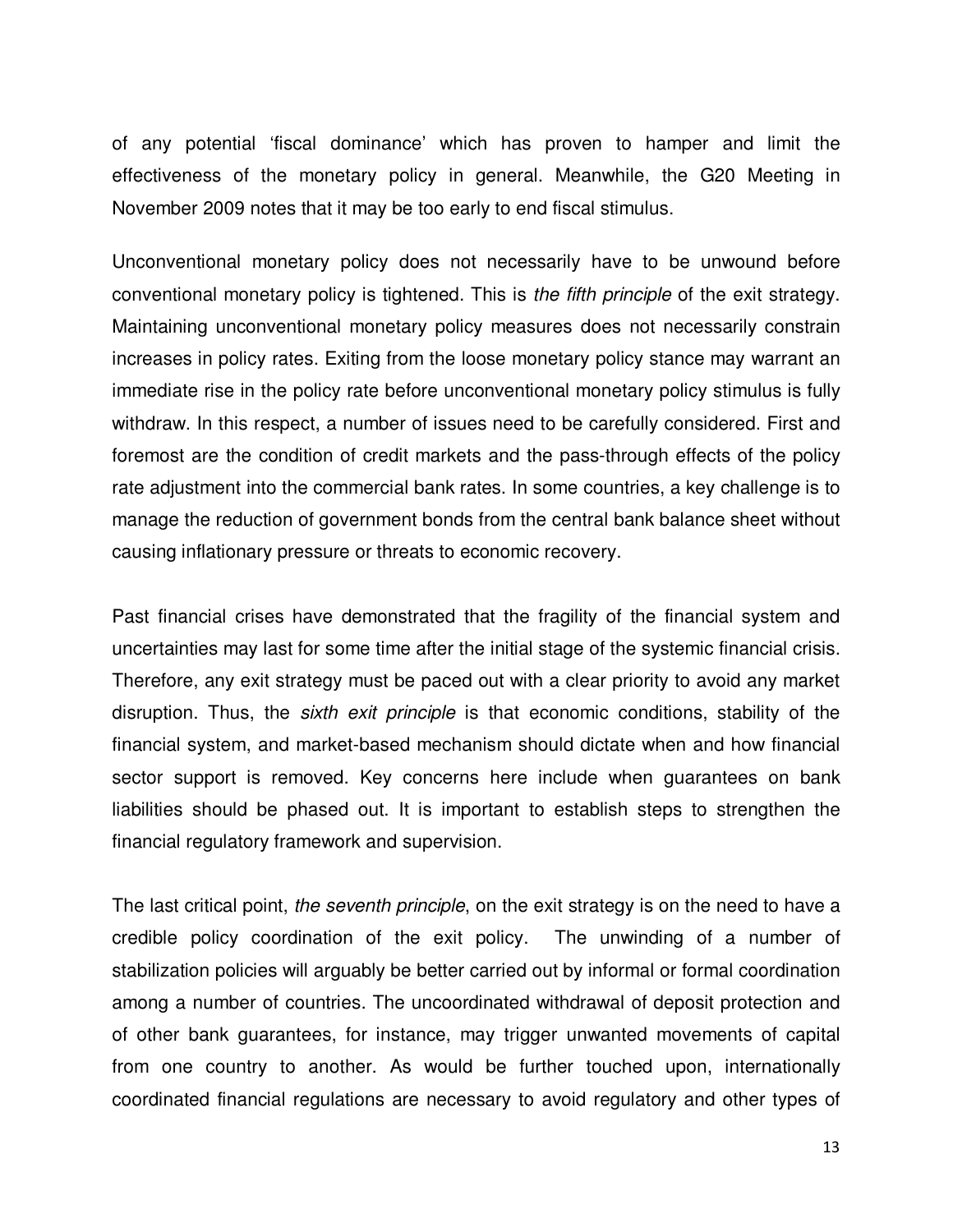of any potential 'fiscal dominance' which has proven to hamper and limit the effectiveness of the monetary policy in general. Meanwhile, the G20 Meeting in November 2009 notes that it may be too early to end fiscal stimulus.

Unconventional monetary policy does not necessarily have to be unwound before conventional monetary policy is tightened. This is *the fifth principle* of the exit strategy. Maintaining unconventional monetary policy measures does not necessarily constrain increases in policy rates. Exiting from the loose monetary policy stance may warrant an immediate rise in the policy rate before unconventional monetary policy stimulus is fully withdraw. In this respect, a number of issues need to be carefully considered. First and foremost are the condition of credit markets and the pass-through effects of the policy rate adjustment into the commercial bank rates. In some countries, a key challenge is to manage the reduction of government bonds from the central bank balance sheet without causing inflationary pressure or threats to economic recovery.

Past financial crises have demonstrated that the fragility of the financial system and uncertainties may last for some time after the initial stage of the systemic financial crisis. Therefore, any exit strategy must be paced out with a clear priority to avoid any market disruption. Thus, the *sixth exit principle* is that economic conditions, stability of the financial system, and market-based mechanism should dictate when and how financial sector support is removed. Key concerns here include when guarantees on bank liabilities should be phased out. It is important to establish steps to strengthen the financial regulatory framework and supervision.

The last critical point, *the seventh principle*, on the exit strategy is on the need to have a credible policy coordination of the exit policy. The unwinding of a number of stabilization policies will arguably be better carried out by informal or formal coordination among a number of countries. The uncoordinated withdrawal of deposit protection and of other bank guarantees, for instance, may trigger unwanted movements of capital from one country to another. As would be further touched upon, internationally coordinated financial regulations are necessary to avoid regulatory and other types of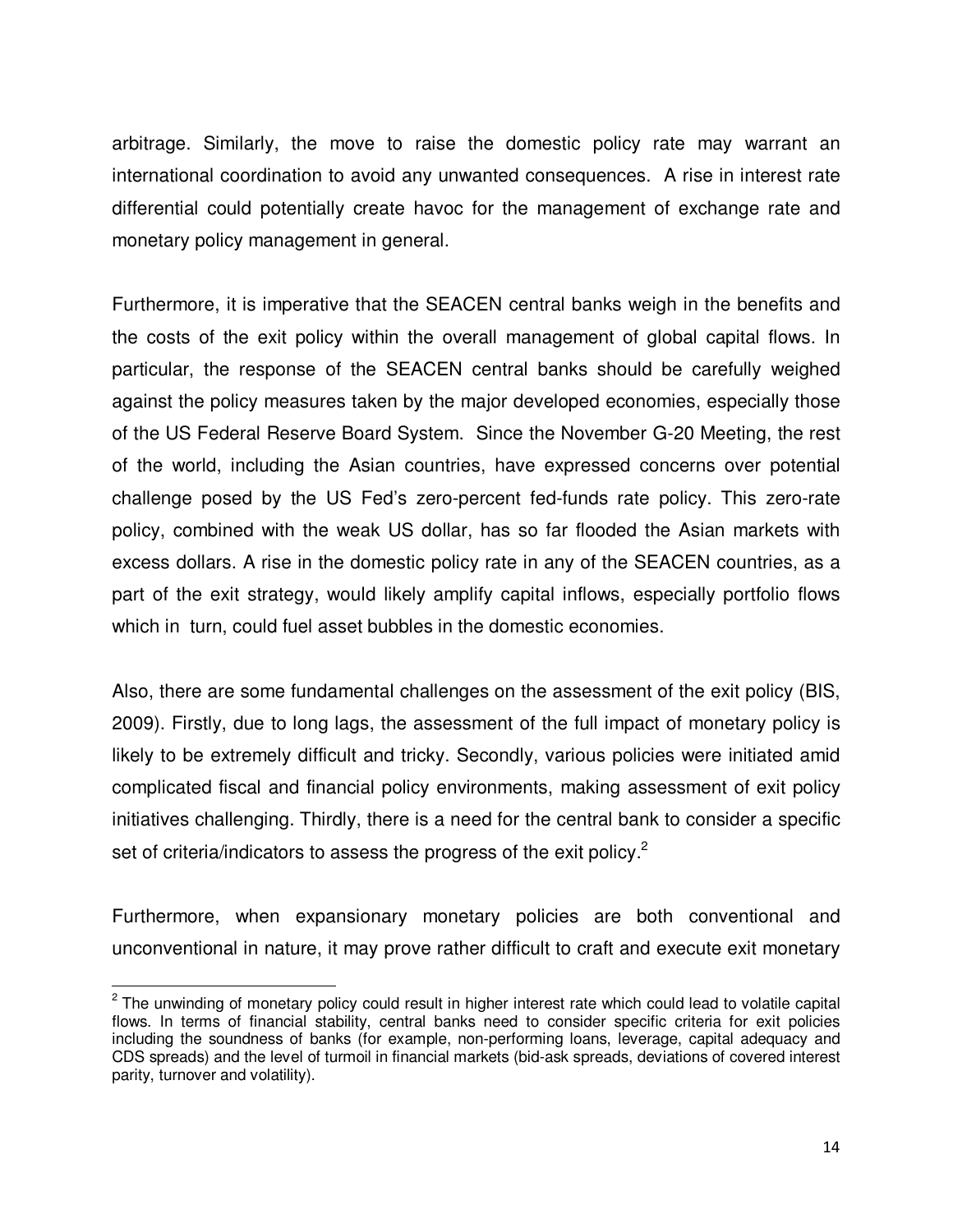arbitrage. Similarly, the move to raise the domestic policy rate may warrant an international coordination to avoid any unwanted consequences. A rise in interest rate differential could potentially create havoc for the management of exchange rate and monetary policy management in general.

Furthermore, it is imperative that the SEACEN central banks weigh in the benefits and the costs of the exit policy within the overall management of global capital flows. In particular, the response of the SEACEN central banks should be carefully weighed against the policy measures taken by the major developed economies, especially those of the US Federal Reserve Board System. Since the November G-20 Meeting, the rest of the world, including the Asian countries, have expressed concerns over potential challenge posed by the US Fed's zero-percent fed-funds rate policy. This zero-rate policy, combined with the weak US dollar, has so far flooded the Asian markets with excess dollars. A rise in the domestic policy rate in any of the SEACEN countries, as a part of the exit strategy, would likely amplify capital inflows, especially portfolio flows which in turn, could fuel asset bubbles in the domestic economies.

Also, there are some fundamental challenges on the assessment of the exit policy (BIS, 2009). Firstly, due to long lags, the assessment of the full impact of monetary policy is likely to be extremely difficult and tricky. Secondly, various policies were initiated amid complicated fiscal and financial policy environments, making assessment of exit policy initiatives challenging. Thirdly, there is a need for the central bank to consider a specific set of criteria/indicators to assess the progress of the exit policy.[2]

Furthermore, when expansionary monetary policies are both conventional and unconventional in nature, it may prove rather difficult to craft and execute exit monetary

---

[2] The unwinding of monetary policy could result in higher interest rate which could lead to volatile capital flows. In terms of financial stability, central banks need to consider specific criteria for exit policies including the soundness of banks (for example, non-performing loans, leverage, capital adequacy and CDS spreads) and the level of turmoil in financial markets (bid-ask spreads, deviations of covered interest parity, turnover and volatility).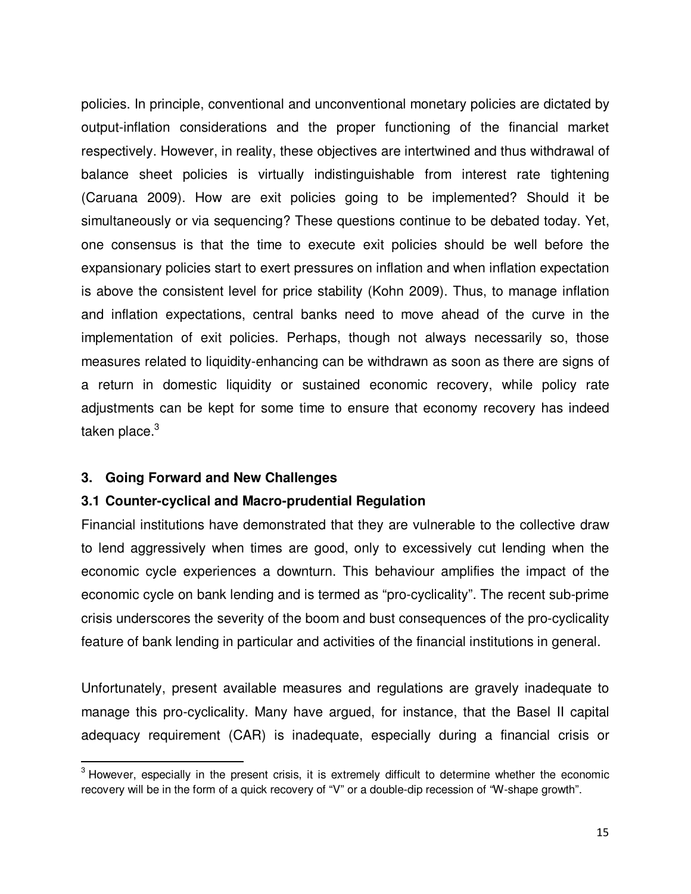policies. In principle, conventional and unconventional monetary policies are dictated by output-inflation considerations and the proper functioning of the financial market respectively. However, in reality, these objectives are intertwined and thus withdrawal of balance sheet policies is virtually indistinguishable from interest rate tightening (Caruana 2009). How are exit policies going to be implemented? Should it be simultaneously or via sequencing? These questions continue to be debated today. Yet, one consensus is that the time to execute exit policies should be well before the expansionary policies start to exert pressures on inflation and when inflation expectation is above the consistent level for price stability (Kohn 2009). Thus, to manage inflation and inflation expectations, central banks need to move ahead of the curve in the implementation of exit policies. Perhaps, though not always necessarily so, those measures related to liquidity-enhancing can be withdrawn as soon as there are signs of a return in domestic liquidity or sustained economic recovery, while policy rate adjustments can be kept for some time to ensure that economy recovery has indeed taken place.[3]

## 3. Going Forward and New Challenges

### 3.1 Counter-cyclical and Macro-prudential Regulation

Financial institutions have demonstrated that they are vulnerable to the collective draw to lend aggressively when times are good, only to excessively cut lending when the economic cycle experiences a downturn. This behaviour amplifies the impact of the economic cycle on bank lending and is termed as "pro-cyclicality". The recent sub-prime crisis underscores the severity of the boom and bust consequences of the pro-cyclicality feature of bank lending in particular and activities of the financial institutions in general.

Unfortunately, present available measures and regulations are gravely inadequate to manage this pro-cyclicality. Many have argued, for instance, that the Basel II capital adequacy requirement (CAR) is inadequate, especially during a financial crisis or

[3] However, especially in the present crisis, it is extremely difficult to determine whether the economic recovery will be in the form of a quick recovery of "V" or a double-dip recession of "W-shape growth".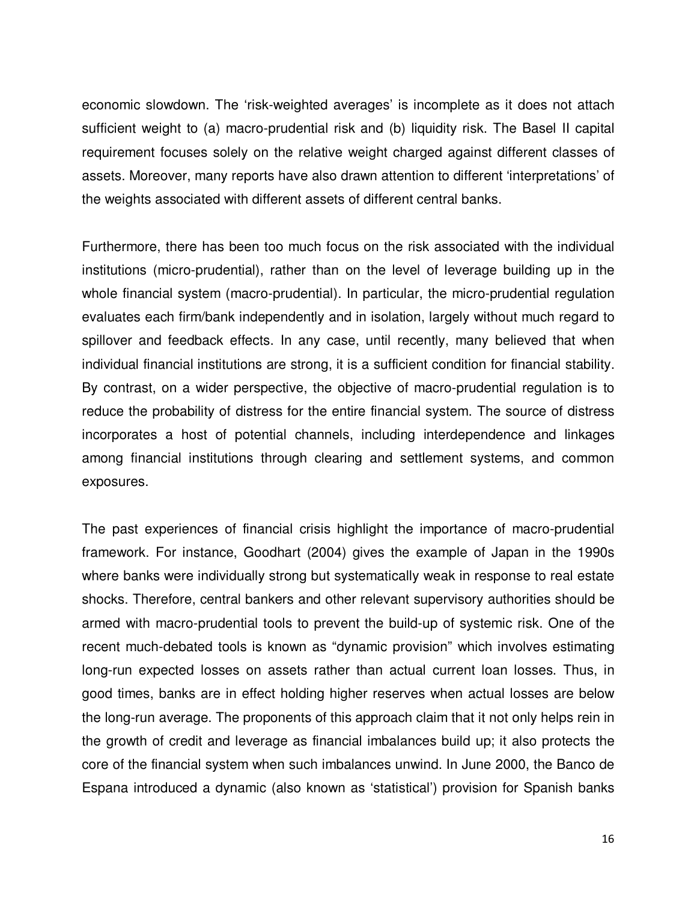economic slowdown. The 'risk-weighted averages' is incomplete as it does not attach sufficient weight to (a) macro-prudential risk and (b) liquidity risk. The Basel II capital requirement focuses solely on the relative weight charged against different classes of assets. Moreover, many reports have also drawn attention to different 'interpretations' of the weights associated with different assets of different central banks.

Furthermore, there has been too much focus on the risk associated with the individual institutions (micro-prudential), rather than on the level of leverage building up in the whole financial system (macro-prudential). In particular, the micro-prudential regulation evaluates each firm/bank independently and in isolation, largely without much regard to spillover and feedback effects. In any case, until recently, many believed that when individual financial institutions are strong, it is a sufficient condition for financial stability. By contrast, on a wider perspective, the objective of macro-prudential regulation is to reduce the probability of distress for the entire financial system. The source of distress incorporates a host of potential channels, including interdependence and linkages among financial institutions through clearing and settlement systems, and common exposures.

The past experiences of financial crisis highlight the importance of macro-prudential framework. For instance, Goodhart (2004) gives the example of Japan in the 1990s where banks were individually strong but systematically weak in response to real estate shocks. Therefore, central bankers and other relevant supervisory authorities should be armed with macro-prudential tools to prevent the build-up of systemic risk. One of the recent much-debated tools is known as "dynamic provision" which involves estimating long-run expected losses on assets rather than actual current loan losses. Thus, in good times, banks are in effect holding higher reserves when actual losses are below the long-run average. The proponents of this approach claim that it not only helps rein in the growth of credit and leverage as financial imbalances build up; it also protects the core of the financial system when such imbalances unwind. In June 2000, the Banco de Espana introduced a dynamic (also known as 'statistical') provision for Spanish banks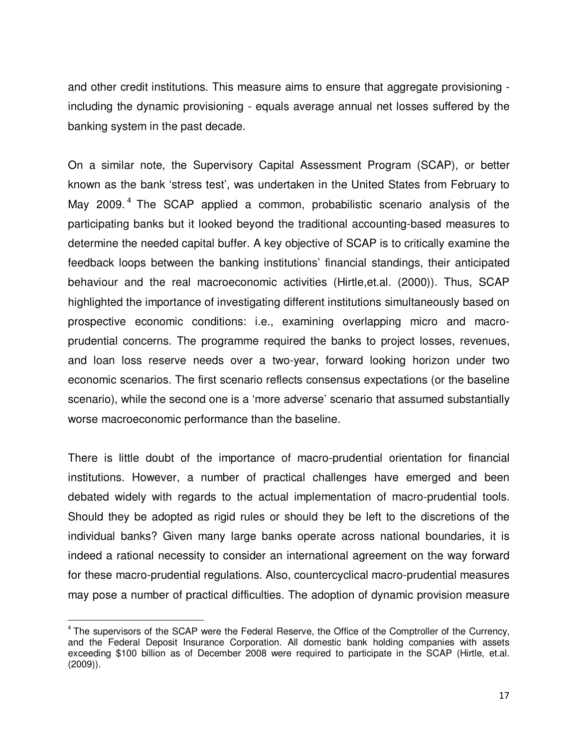and other credit institutions. This measure aims to ensure that aggregate provisioning - including the dynamic provisioning - equals average annual net losses suffered by the banking system in the past decade.

On a similar note, the Supervisory Capital Assessment Program (SCAP), or better known as the bank 'stress test', was undertaken in the United States from February to May 2009.[4] The SCAP applied a common, probabilistic scenario analysis of the participating banks but it looked beyond the traditional accounting-based measures to determine the needed capital buffer. A key objective of SCAP is to critically examine the feedback loops between the banking institutions' financial standings, their anticipated behaviour and the real macroeconomic activities (Hirtle,et.al. (2000)). Thus, SCAP highlighted the importance of investigating different institutions simultaneously based on prospective economic conditions: i.e., examining overlapping micro and macro-prudential concerns. The programme required the banks to project losses, revenues, and loan loss reserve needs over a two-year, forward looking horizon under two economic scenarios. The first scenario reflects consensus expectations (or the baseline scenario), while the second one is a 'more adverse' scenario that assumed substantially worse macroeconomic performance than the baseline.

There is little doubt of the importance of macro-prudential orientation for financial institutions. However, a number of practical challenges have emerged and been debated widely with regards to the actual implementation of macro-prudential tools. Should they be adopted as rigid rules or should they be left to the discretions of the individual banks? Given many large banks operate across national boundaries, it is indeed a rational necessity to consider an international agreement on the way forward for these macro-prudential regulations. Also, countercyclical macro-prudential measures may pose a number of practical difficulties. The adoption of dynamic provision measure

[4] The supervisors of the SCAP were the Federal Reserve, the Office of the Comptroller of the Currency, and the Federal Deposit Insurance Corporation. All domestic bank holding companies with assets exceeding $100 billion as of December 2008 were required to participate in the SCAP (Hirtle, et.al. (2009)).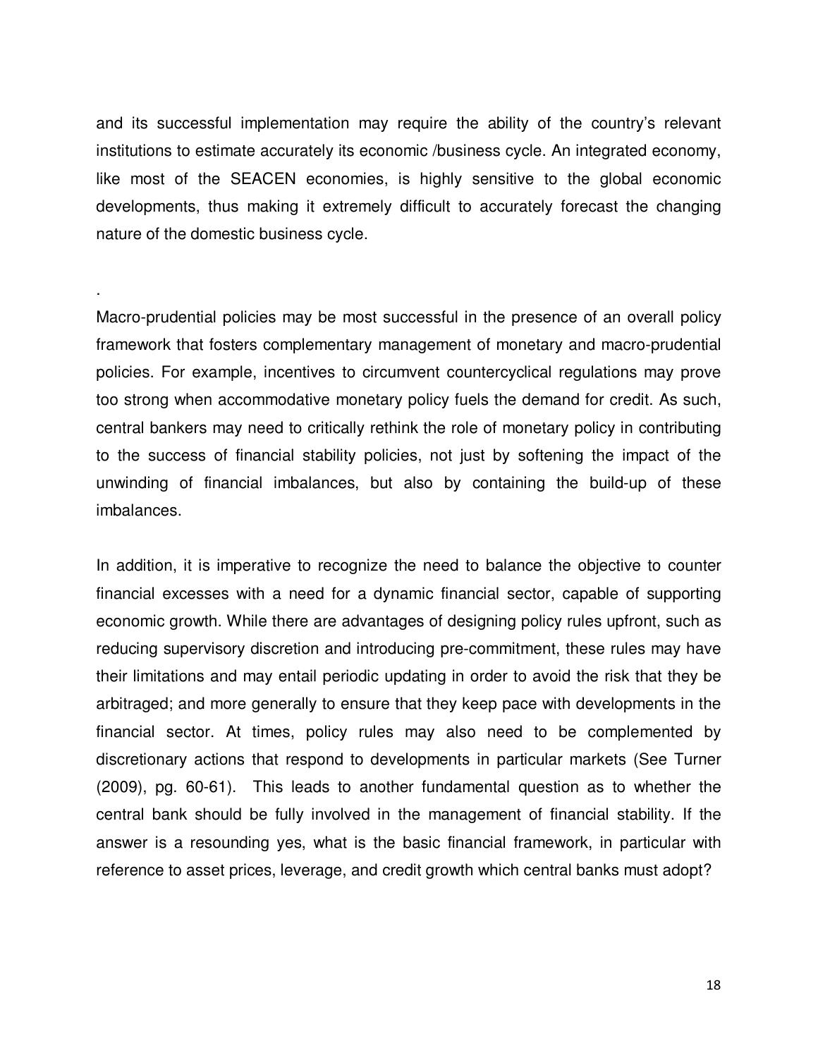and its successful implementation may require the ability of the country's relevant institutions to estimate accurately its economic /business cycle. An integrated economy, like most of the SEACEN economies, is highly sensitive to the global economic developments, thus making it extremely difficult to accurately forecast the changing nature of the domestic business cycle.

.

Macro-prudential policies may be most successful in the presence of an overall policy framework that fosters complementary management of monetary and macro-prudential policies. For example, incentives to circumvent countercyclical regulations may prove too strong when accommodative monetary policy fuels the demand for credit. As such, central bankers may need to critically rethink the role of monetary policy in contributing to the success of financial stability policies, not just by softening the impact of the unwinding of financial imbalances, but also by containing the build-up of these imbalances.

In addition, it is imperative to recognize the need to balance the objective to counter financial excesses with a need for a dynamic financial sector, capable of supporting economic growth. While there are advantages of designing policy rules upfront, such as reducing supervisory discretion and introducing pre-commitment, these rules may have their limitations and may entail periodic updating in order to avoid the risk that they be arbitraged; and more generally to ensure that they keep pace with developments in the financial sector. At times, policy rules may also need to be complemented by discretionary actions that respond to developments in particular markets (See Turner (2009), pg. 60-61). This leads to another fundamental question as to whether the central bank should be fully involved in the management of financial stability. If the answer is a resounding yes, what is the basic financial framework, in particular with reference to asset prices, leverage, and credit growth which central banks must adopt?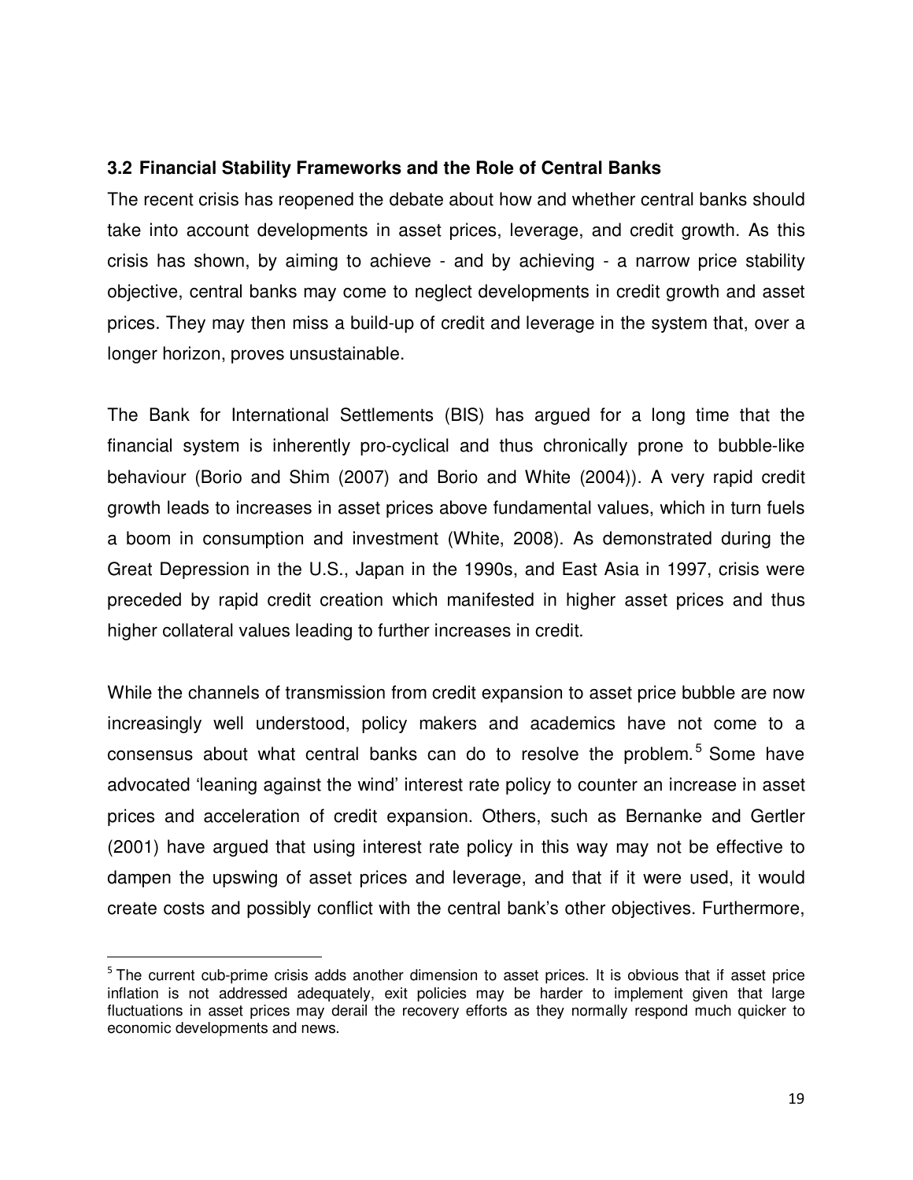### 3.2 Financial Stability Frameworks and the Role of Central Banks

The recent crisis has reopened the debate about how and whether central banks should take into account developments in asset prices, leverage, and credit growth. As this crisis has shown, by aiming to achieve - and by achieving - a narrow price stability objective, central banks may come to neglect developments in credit growth and asset prices. They may then miss a build-up of credit and leverage in the system that, over a longer horizon, proves unsustainable.

The Bank for International Settlements (BIS) has argued for a long time that the financial system is inherently pro-cyclical and thus chronically prone to bubble-like behaviour (Borio and Shim (2007) and Borio and White (2004)). A very rapid credit growth leads to increases in asset prices above fundamental values, which in turn fuels a boom in consumption and investment (White, 2008). As demonstrated during the Great Depression in the U.S., Japan in the 1990s, and East Asia in 1997, crisis were preceded by rapid credit creation which manifested in higher asset prices and thus higher collateral values leading to further increases in credit.

While the channels of transmission from credit expansion to asset price bubble are now increasingly well understood, policy makers and academics have not come to a consensus about what central banks can do to resolve the problem.[5] Some have advocated 'leaning against the wind' interest rate policy to counter an increase in asset prices and acceleration of credit expansion. Others, such as Bernanke and Gertler (2001) have argued that using interest rate policy in this way may not be effective to dampen the upswing of asset prices and leverage, and that if it were used, it would create costs and possibly conflict with the central bank's other objectives. Furthermore,

---

[5] The current cub-prime crisis adds another dimension to asset prices. It is obvious that if asset price inflation is not addressed adequately, exit policies may be harder to implement given that large fluctuations in asset prices may derail the recovery efforts as they normally respond much quicker to economic developments and news.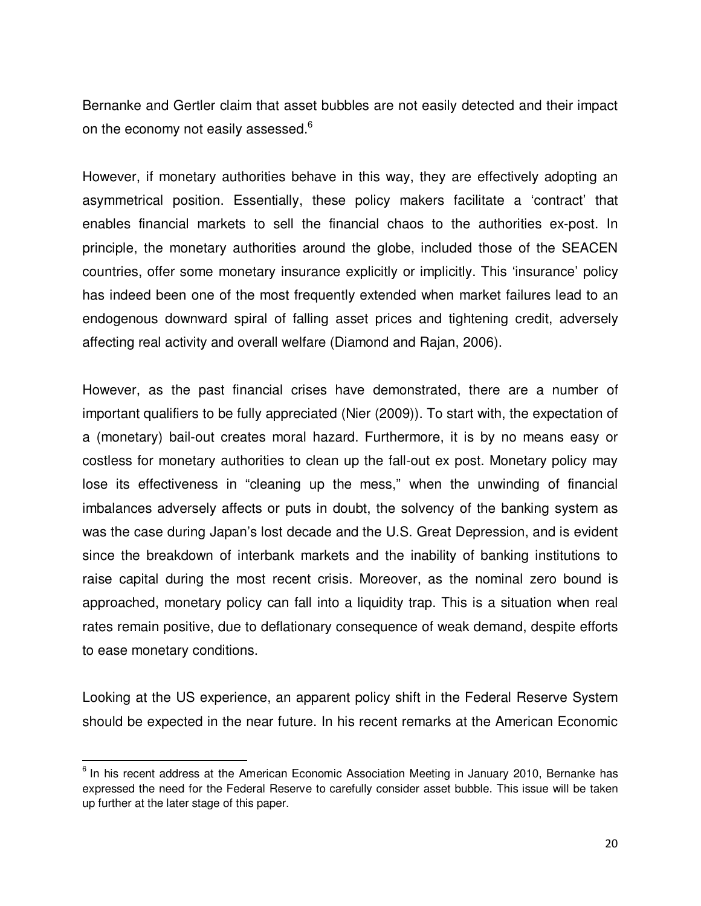Bernanke and Gertler claim that asset bubbles are not easily detected and their impact on the economy not easily assessed.[6]

However, if monetary authorities behave in this way, they are effectively adopting an asymmetrical position. Essentially, these policy makers facilitate a 'contract' that enables financial markets to sell the financial chaos to the authorities ex-post. In principle, the monetary authorities around the globe, included those of the SEACEN countries, offer some monetary insurance explicitly or implicitly. This 'insurance' policy has indeed been one of the most frequently extended when market failures lead to an endogenous downward spiral of falling asset prices and tightening credit, adversely affecting real activity and overall welfare (Diamond and Rajan, 2006).

However, as the past financial crises have demonstrated, there are a number of important qualifiers to be fully appreciated (Nier (2009)). To start with, the expectation of a (monetary) bail-out creates moral hazard. Furthermore, it is by no means easy or costless for monetary authorities to clean up the fall-out ex post. Monetary policy may lose its effectiveness in "cleaning up the mess," when the unwinding of financial imbalances adversely affects or puts in doubt, the solvency of the banking system as was the case during Japan's lost decade and the U.S. Great Depression, and is evident since the breakdown of interbank markets and the inability of banking institutions to raise capital during the most recent crisis. Moreover, as the nominal zero bound is approached, monetary policy can fall into a liquidity trap. This is a situation when real rates remain positive, due to deflationary consequence of weak demand, despite efforts to ease monetary conditions.

Looking at the US experience, an apparent policy shift in the Federal Reserve System should be expected in the near future. In his recent remarks at the American Economic

---

[6] In his recent address at the American Economic Association Meeting in January 2010, Bernanke has expressed the need for the Federal Reserve to carefully consider asset bubble. This issue will be taken up further at the later stage of this paper.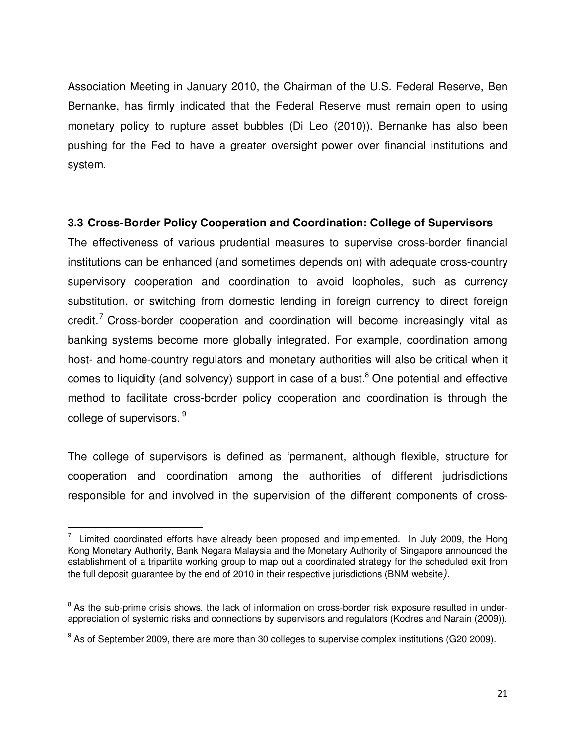Association Meeting in January 2010, the Chairman of the U.S. Federal Reserve, Ben Bernanke, has firmly indicated that the Federal Reserve must remain open to using monetary policy to rupture asset bubbles (Di Leo (2010)). Bernanke has also been pushing for the Fed to have a greater oversight power over financial institutions and system.

### 3.3 Cross-Border Policy Cooperation and Coordination: College of Supervisors

The effectiveness of various prudential measures to supervise cross-border financial institutions can be enhanced (and sometimes depends on) with adequate cross-country supervisory cooperation and coordination to avoid loopholes, such as currency substitution, or switching from domestic lending in foreign currency to direct foreign credit.[7] Cross-border cooperation and coordination will become increasingly vital as banking systems become more globally integrated. For example, coordination among host- and home-country regulators and monetary authorities will also be critical when it comes to liquidity (and solvency) support in case of a bust.[8] One potential and effective method to facilitate cross-border policy cooperation and coordination is through the college of supervisors.[9]

The college of supervisors is defined as 'permanent, although flexible, structure for cooperation and coordination among the authorities of different judrisdictions responsible for and involved in the supervision of the different components of cross-

---

[7] Limited coordinated efforts have already been proposed and implemented. In July 2009, the Hong Kong Monetary Authority, Bank Negara Malaysia and the Monetary Authority of Singapore announced the establishment of a tripartite working group to map out a coordinated strategy for the scheduled exit from the full deposit guarantee by the end of 2010 in their respective jurisdictions (BNM website).

[8] As the sub-prime crisis shows, the lack of information on cross-border risk exposure resulted in under-appreciation of systemic risks and connections by supervisors and regulators (Kodres and Narain (2009)).

[9] As of September 2009, there are more than 30 colleges to supervise complex institutions (G20 2009).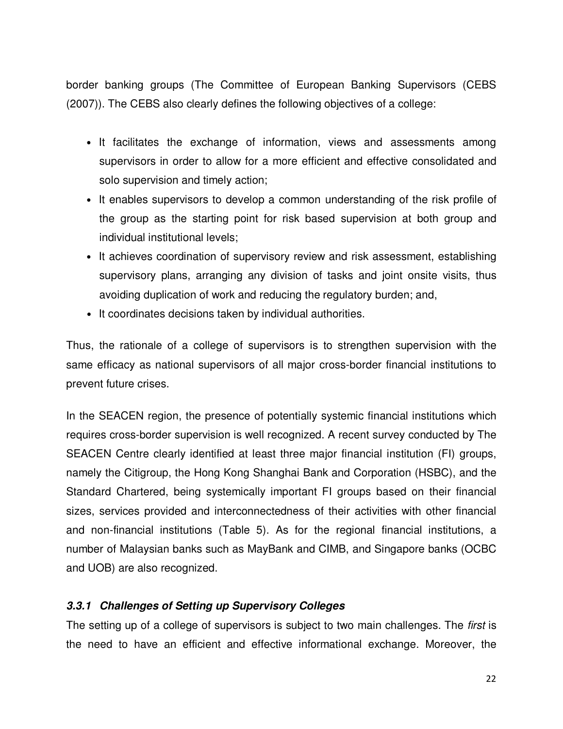border banking groups (The Committee of European Banking Supervisors (CEBS (2007)). The CEBS also clearly defines the following objectives of a college:

- It facilitates the exchange of information, views and assessments among supervisors in order to allow for a more efficient and effective consolidated and solo supervision and timely action;
- It enables supervisors to develop a common understanding of the risk profile of the group as the starting point for risk based supervision at both group and individual institutional levels;
- It achieves coordination of supervisory review and risk assessment, establishing supervisory plans, arranging any division of tasks and joint onsite visits, thus avoiding duplication of work and reducing the regulatory burden; and,
- It coordinates decisions taken by individual authorities.

Thus, the rationale of a college of supervisors is to strengthen supervision with the same efficacy as national supervisors of all major cross-border financial institutions to prevent future crises.

In the SEACEN region, the presence of potentially systemic financial institutions which requires cross-border supervision is well recognized. A recent survey conducted by The SEACEN Centre clearly identified at least three major financial institution (FI) groups, namely the Citigroup, the Hong Kong Shanghai Bank and Corporation (HSBC), and the Standard Chartered, being systemically important FI groups based on their financial sizes, services provided and interconnectedness of their activities with other financial and non-financial institutions (Table 5). As for the regional financial institutions, a number of Malaysian banks such as MayBank and CIMB, and Singapore banks (OCBC and UOB) are also recognized.

#### *3.3.1 Challenges of Setting up Supervisory Colleges*

The setting up of a college of supervisors is subject to two main challenges. The *first* is the need to have an efficient and effective informational exchange. Moreover, the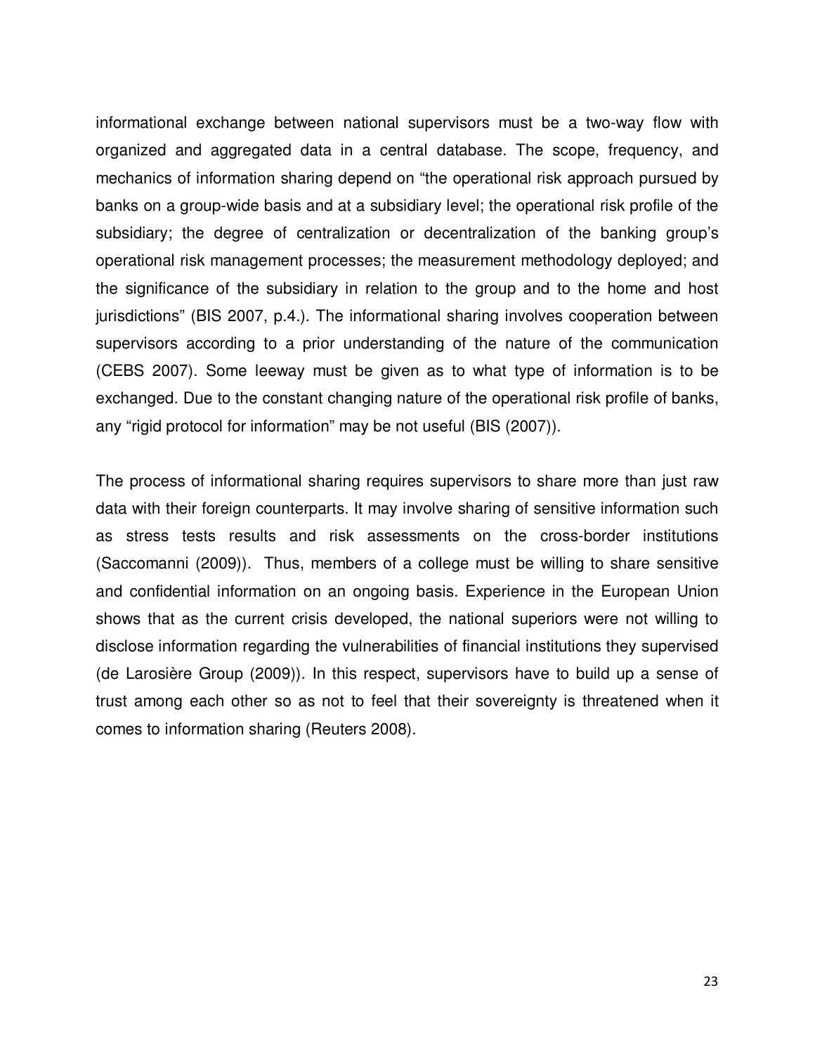informational exchange between national supervisors must be a two-way flow with organized and aggregated data in a central database. The scope, frequency, and mechanics of information sharing depend on "the operational risk approach pursued by banks on a group-wide basis and at a subsidiary level; the operational risk profile of the subsidiary; the degree of centralization or decentralization of the banking group's operational risk management processes; the measurement methodology deployed; and the significance of the subsidiary in relation to the group and to the home and host jurisdictions" (BIS 2007, p.4.). The informational sharing involves cooperation between supervisors according to a prior understanding of the nature of the communication (CEBS 2007). Some leeway must be given as to what type of information is to be exchanged. Due to the constant changing nature of the operational risk profile of banks, any "rigid protocol for information" may be not useful (BIS (2007)).

The process of informational sharing requires supervisors to share more than just raw data with their foreign counterparts. It may involve sharing of sensitive information such as stress tests results and risk assessments on the cross-border institutions (Saccomanni (2009)). Thus, members of a college must be willing to share sensitive and confidential information on an ongoing basis. Experience in the European Union shows that as the current crisis developed, the national superiors were not willing to disclose information regarding the vulnerabilities of financial institutions they supervised (de Larosière Group (2009)). In this respect, supervisors have to build up a sense of trust among each other so as not to feel that their sovereignty is threatened when it comes to information sharing (Reuters 2008).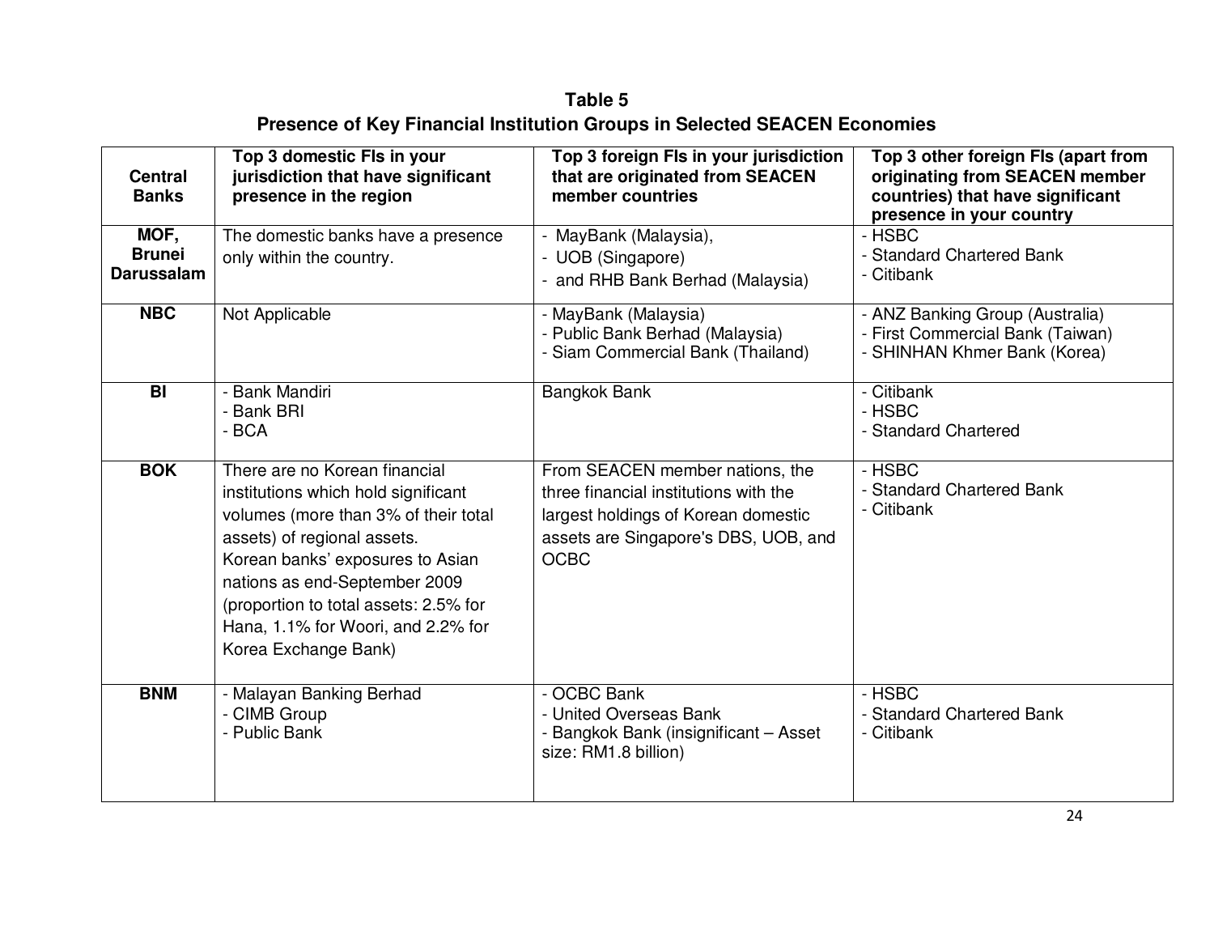**Table 5**
**Presence of Key Financial Institution Groups in Selected SEACEN Economies**

| Central Banks | Top 3 domestic FIs in your jurisdiction that have significant presence in the region | Top 3 foreign FIs in your jurisdiction that are originated from SEACEN member countries | Top 3 other foreign FIs (apart from originating from SEACEN member countries) that have significant presence in your country |
|---|---|---|---|
| **MOF, Brunei Darussalam** | The domestic banks have a presence only within the country. | - MayBank (Malaysia),<br>- UOB (Singapore)<br>- and RHB Bank Berhad (Malaysia) | - HSBC<br>- Standard Chartered Bank<br>- Citibank |
| **NBC** | Not Applicable | - MayBank (Malaysia)<br>- Public Bank Berhad (Malaysia)<br>- Siam Commercial Bank (Thailand) | - ANZ Banking Group (Australia)<br>- First Commercial Bank (Taiwan)<br>- SHINHAN Khmer Bank (Korea) |
| **BI** | - Bank Mandiri<br>- Bank BRI<br>- BCA | Bangkok Bank | - Citibank<br>- HSBC<br>- Standard Chartered |
| **BOK** | There are no Korean financial institutions which hold significant volumes (more than 3% of their total assets) of regional assets.<br>Korean banks' exposures to Asian nations as end-September 2009 (proportion to total assets: 2.5% for Hana, 1.1% for Woori, and 2.2% for Korea Exchange Bank) | From SEACEN member nations, the three financial institutions with the largest holdings of Korean domestic assets are Singapore's DBS, UOB, and OCBC | - HSBC<br>- Standard Chartered Bank<br>- Citibank |
| **BNM** | - Malayan Banking Berhad<br>- CIMB Group<br>- Public Bank | - OCBC Bank<br>- United Overseas Bank<br>- Bangkok Bank (insignificant – Asset size: RM1.8 billion) | - HSBC<br>- Standard Chartered Bank<br>- Citibank |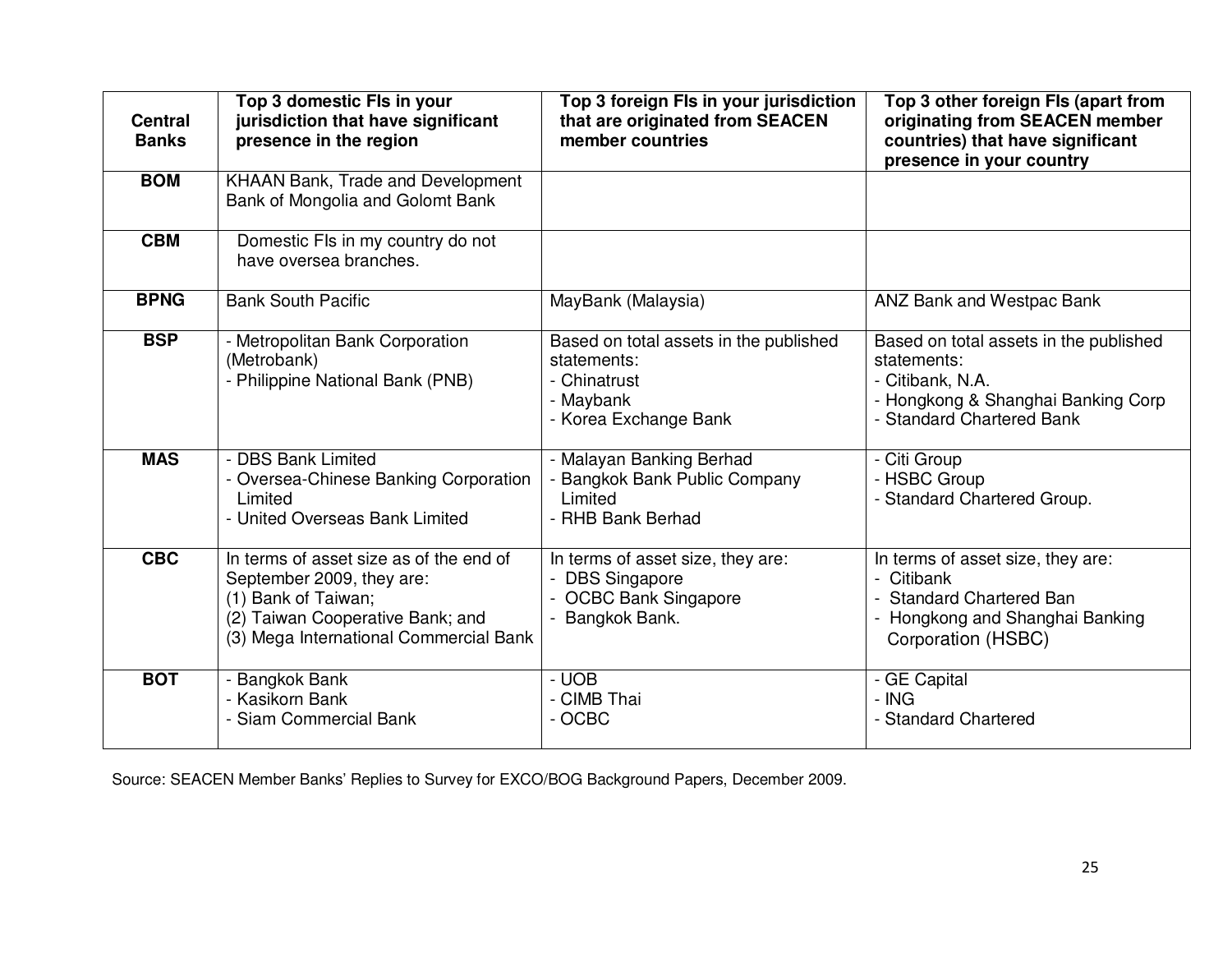| Central Banks | Top 3 domestic FIs in your jurisdiction that have significant presence in the region | Top 3 foreign FIs in your jurisdiction that are originated from SEACEN member countries | Top 3 other foreign FIs (apart from originating from SEACEN member countries) that have significant presence in your country |
|---|---|---|---|
| **BOM** | KHAAN Bank, Trade and Development Bank of Mongolia and Golomt Bank | | |
| **CBM** | Domestic FIs in my country do not have oversea branches. | | |
| **BPNG** | Bank South Pacific | MayBank (Malaysia) | ANZ Bank and Westpac Bank |
| **BSP** | - Metropolitan Bank Corporation (Metrobank)<br>- Philippine National Bank (PNB) | Based on total assets in the published statements:<br>- Chinatrust<br>- Maybank<br>- Korea Exchange Bank | Based on total assets in the published statements:<br>- Citibank, N.A.<br>- Hongkong & Shanghai Banking Corp<br>- Standard Chartered Bank |
| **MAS** | - DBS Bank Limited<br>- Oversea-Chinese Banking Corporation Limited<br>- United Overseas Bank Limited | - Malayan Banking Berhad<br>- Bangkok Bank Public Company Limited<br>- RHB Bank Berhad | - Citi Group<br>- HSBC Group<br>- Standard Chartered Group. |
| **CBC** | In terms of asset size as of the end of September 2009, they are:<br>(1) Bank of Taiwan;<br>(2) Taiwan Cooperative Bank; and<br>(3) Mega International Commercial Bank | In terms of asset size, they are:<br>- DBS Singapore<br>- OCBC Bank Singapore<br>- Bangkok Bank. | In terms of asset size, they are:<br>- Citibank<br>- Standard Chartered Ban<br>- Hongkong and Shanghai Banking Corporation (HSBC) |
| **BOT** | - Bangkok Bank<br>- Kasikorn Bank<br>- Siam Commercial Bank | - UOB<br>- CIMB Thai<br>- OCBC | - GE Capital<br>- ING<br>- Standard Chartered |

Source: SEACEN Member Banks' Replies to Survey for EXCO/BOG Background Papers, December 2009.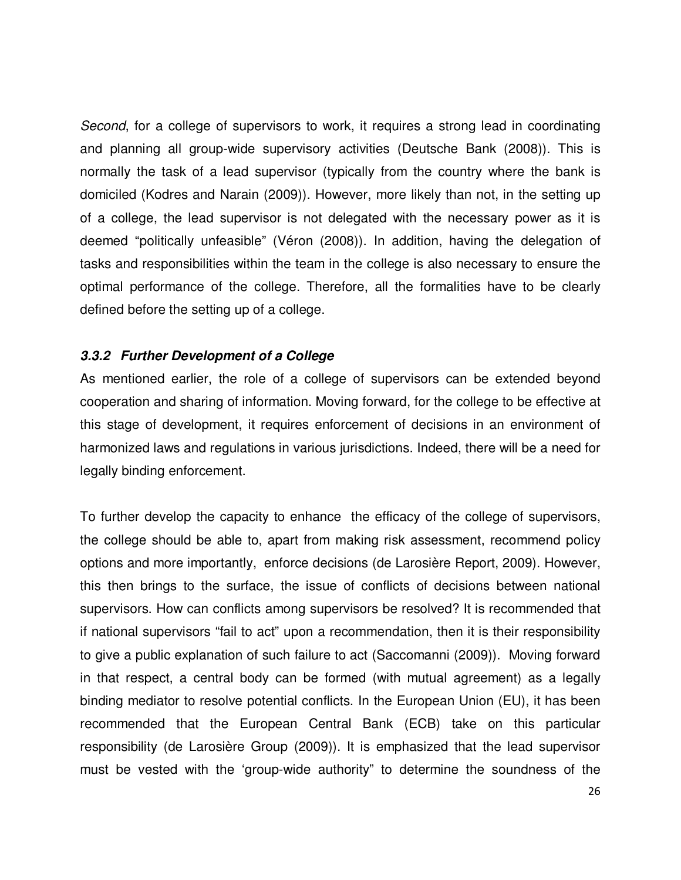*Second*, for a college of supervisors to work, it requires a strong lead in coordinating and planning all group-wide supervisory activities (Deutsche Bank (2008)). This is normally the task of a lead supervisor (typically from the country where the bank is domiciled (Kodres and Narain (2009)). However, more likely than not, in the setting up of a college, the lead supervisor is not delegated with the necessary power as it is deemed "politically unfeasible" (Véron (2008)). In addition, having the delegation of tasks and responsibilities within the team in the college is also necessary to ensure the optimal performance of the college. Therefore, all the formalities have to be clearly defined before the setting up of a college.

### *3.3.2 Further Development of a College*

As mentioned earlier, the role of a college of supervisors can be extended beyond cooperation and sharing of information. Moving forward, for the college to be effective at this stage of development, it requires enforcement of decisions in an environment of harmonized laws and regulations in various jurisdictions. Indeed, there will be a need for legally binding enforcement.

To further develop the capacity to enhance the efficacy of the college of supervisors, the college should be able to, apart from making risk assessment, recommend policy options and more importantly, enforce decisions (de Larosière Report, 2009). However, this then brings to the surface, the issue of conflicts of decisions between national supervisors. How can conflicts among supervisors be resolved? It is recommended that if national supervisors "fail to act" upon a recommendation, then it is their responsibility to give a public explanation of such failure to act (Saccomanni (2009)). Moving forward in that respect, a central body can be formed (with mutual agreement) as a legally binding mediator to resolve potential conflicts. In the European Union (EU), it has been recommended that the European Central Bank (ECB) take on this particular responsibility (de Larosière Group (2009)). It is emphasized that the lead supervisor must be vested with the 'group-wide authority" to determine the soundness of the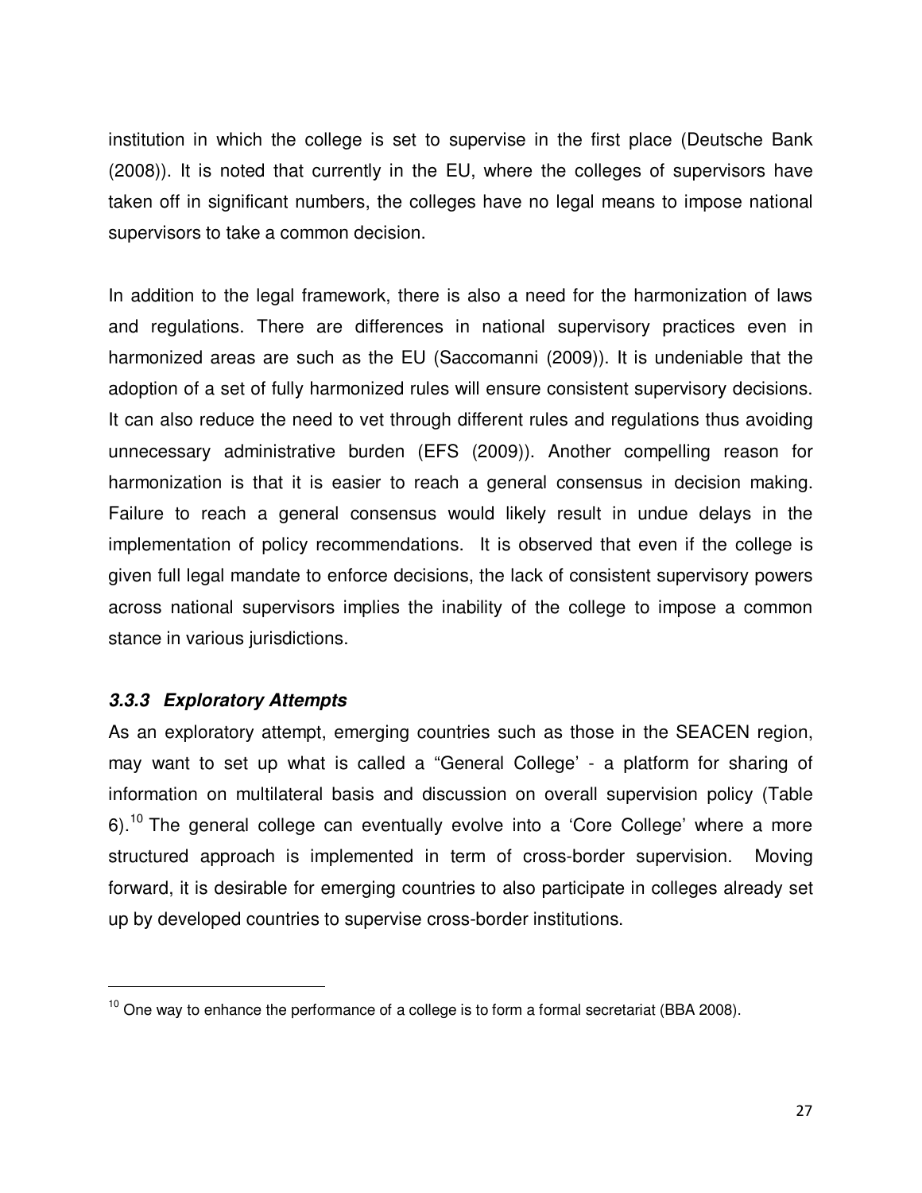institution in which the college is set to supervise in the first place (Deutsche Bank (2008)). It is noted that currently in the EU, where the colleges of supervisors have taken off in significant numbers, the colleges have no legal means to impose national supervisors to take a common decision.

In addition to the legal framework, there is also a need for the harmonization of laws and regulations. There are differences in national supervisory practices even in harmonized areas are such as the EU (Saccomanni (2009)). It is undeniable that the adoption of a set of fully harmonized rules will ensure consistent supervisory decisions. It can also reduce the need to vet through different rules and regulations thus avoiding unnecessary administrative burden (EFS (2009)). Another compelling reason for harmonization is that it is easier to reach a general consensus in decision making. Failure to reach a general consensus would likely result in undue delays in the implementation of policy recommendations. It is observed that even if the college is given full legal mandate to enforce decisions, the lack of consistent supervisory powers across national supervisors implies the inability of the college to impose a common stance in various jurisdictions.

### *3.3.3 Exploratory Attempts*

As an exploratory attempt, emerging countries such as those in the SEACEN region, may want to set up what is called a "General College' - a platform for sharing of information on multilateral basis and discussion on overall supervision policy (Table 6).[10] The general college can eventually evolve into a 'Core College' where a more structured approach is implemented in term of cross-border supervision. Moving forward, it is desirable for emerging countries to also participate in colleges already set up by developed countries to supervise cross-border institutions.

---

[10] One way to enhance the performance of a college is to form a formal secretariat (BBA 2008).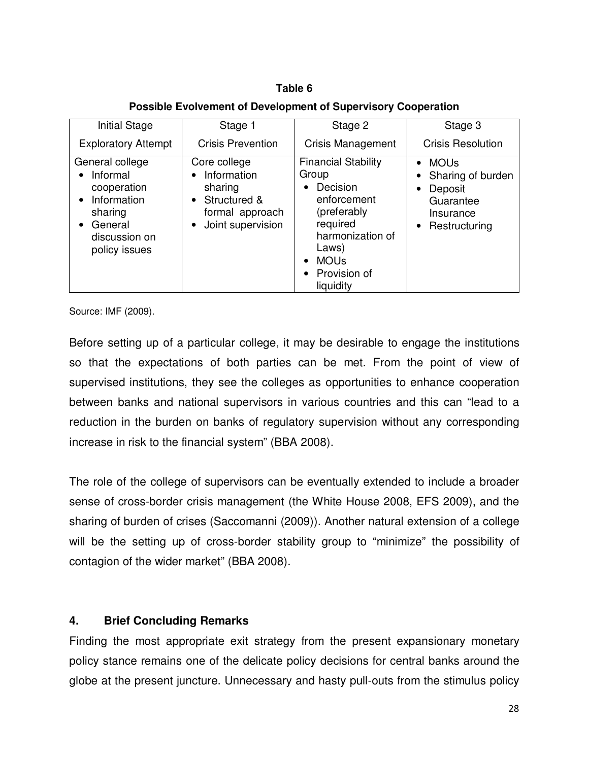**Table 6**

**Possible Evolvement of Development of Supervisory Cooperation**

| Initial Stage<br>Exploratory Attempt | Stage 1<br>Crisis Prevention | Stage 2<br>Crisis Management | Stage 3<br>Crisis Resolution |
|---|---|---|---|
| General college<br>• Informal cooperation<br>• Information sharing<br>• General discussion on policy issues | Core college<br>• Information sharing<br>• Structured & formal approach<br>• Joint supervision | Financial Stability Group<br>• Decision enforcement (preferably required harmonization of Laws)<br>• MOUs<br>• Provision of liquidity | • MOUs<br>• Sharing of burden<br>• Deposit Guarantee Insurance<br>• Restructuring |

Source: IMF (2009).

Before setting up of a particular college, it may be desirable to engage the institutions so that the expectations of both parties can be met. From the point of view of supervised institutions, they see the colleges as opportunities to enhance cooperation between banks and national supervisors in various countries and this can "lead to a reduction in the burden on banks of regulatory supervision without any corresponding increase in risk to the financial system" (BBA 2008).

The role of the college of supervisors can be eventually extended to include a broader sense of cross-border crisis management (the White House 2008, EFS 2009), and the sharing of burden of crises (Saccomanni (2009)). Another natural extension of a college will be the setting up of cross-border stability group to "minimize" the possibility of contagion of the wider market" (BBA 2008).

## 4. Brief Concluding Remarks

Finding the most appropriate exit strategy from the present expansionary monetary policy stance remains one of the delicate policy decisions for central banks around the globe at the present juncture. Unnecessary and hasty pull-outs from the stimulus policy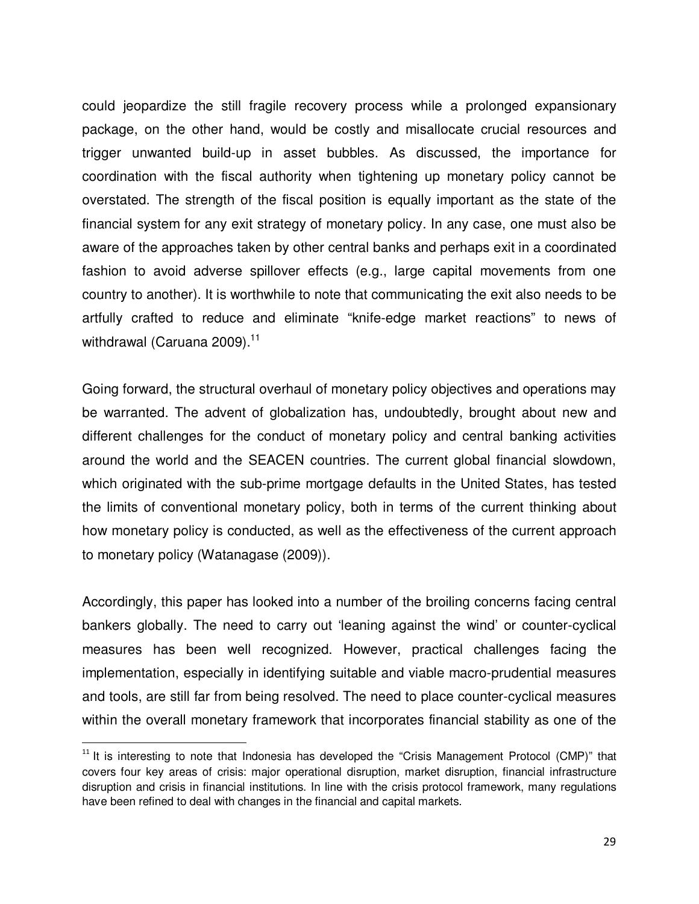could jeopardize the still fragile recovery process while a prolonged expansionary package, on the other hand, would be costly and misallocate crucial resources and trigger unwanted build-up in asset bubbles. As discussed, the importance for coordination with the fiscal authority when tightening up monetary policy cannot be overstated. The strength of the fiscal position is equally important as the state of the financial system for any exit strategy of monetary policy. In any case, one must also be aware of the approaches taken by other central banks and perhaps exit in a coordinated fashion to avoid adverse spillover effects (e.g., large capital movements from one country to another). It is worthwhile to note that communicating the exit also needs to be artfully crafted to reduce and eliminate "knife-edge market reactions" to news of withdrawal (Caruana 2009).[11]

Going forward, the structural overhaul of monetary policy objectives and operations may be warranted. The advent of globalization has, undoubtedly, brought about new and different challenges for the conduct of monetary policy and central banking activities around the world and the SEACEN countries. The current global financial slowdown, which originated with the sub-prime mortgage defaults in the United States, has tested the limits of conventional monetary policy, both in terms of the current thinking about how monetary policy is conducted, as well as the effectiveness of the current approach to monetary policy (Watanagase (2009)).

Accordingly, this paper has looked into a number of the broiling concerns facing central bankers globally. The need to carry out 'leaning against the wind' or counter-cyclical measures has been well recognized. However, practical challenges facing the implementation, especially in identifying suitable and viable macro-prudential measures and tools, are still far from being resolved. The need to place counter-cyclical measures within the overall monetary framework that incorporates financial stability as one of the

[11] It is interesting to note that Indonesia has developed the "Crisis Management Protocol (CMP)" that covers four key areas of crisis: major operational disruption, market disruption, financial infrastructure disruption and crisis in financial institutions. In line with the crisis protocol framework, many regulations have been refined to deal with changes in the financial and capital markets.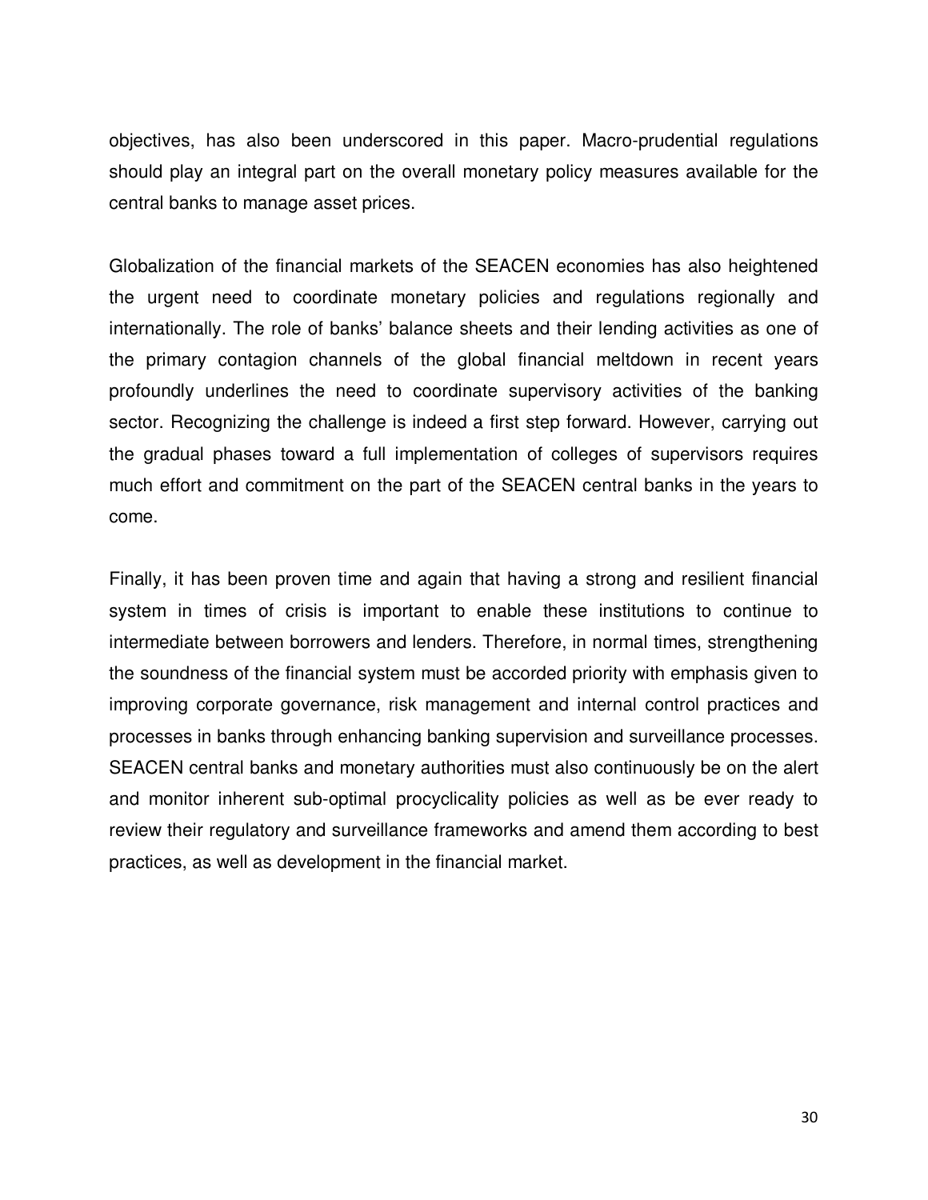objectives, has also been underscored in this paper. Macro-prudential regulations should play an integral part on the overall monetary policy measures available for the central banks to manage asset prices.

Globalization of the financial markets of the SEACEN economies has also heightened the urgent need to coordinate monetary policies and regulations regionally and internationally. The role of banks' balance sheets and their lending activities as one of the primary contagion channels of the global financial meltdown in recent years profoundly underlines the need to coordinate supervisory activities of the banking sector. Recognizing the challenge is indeed a first step forward. However, carrying out the gradual phases toward a full implementation of colleges of supervisors requires much effort and commitment on the part of the SEACEN central banks in the years to come.

Finally, it has been proven time and again that having a strong and resilient financial system in times of crisis is important to enable these institutions to continue to intermediate between borrowers and lenders. Therefore, in normal times, strengthening the soundness of the financial system must be accorded priority with emphasis given to improving corporate governance, risk management and internal control practices and processes in banks through enhancing banking supervision and surveillance processes. SEACEN central banks and monetary authorities must also continuously be on the alert and monitor inherent sub-optimal procyclicality policies as well as be ever ready to review their regulatory and surveillance frameworks and amend them according to best practices, as well as development in the financial market.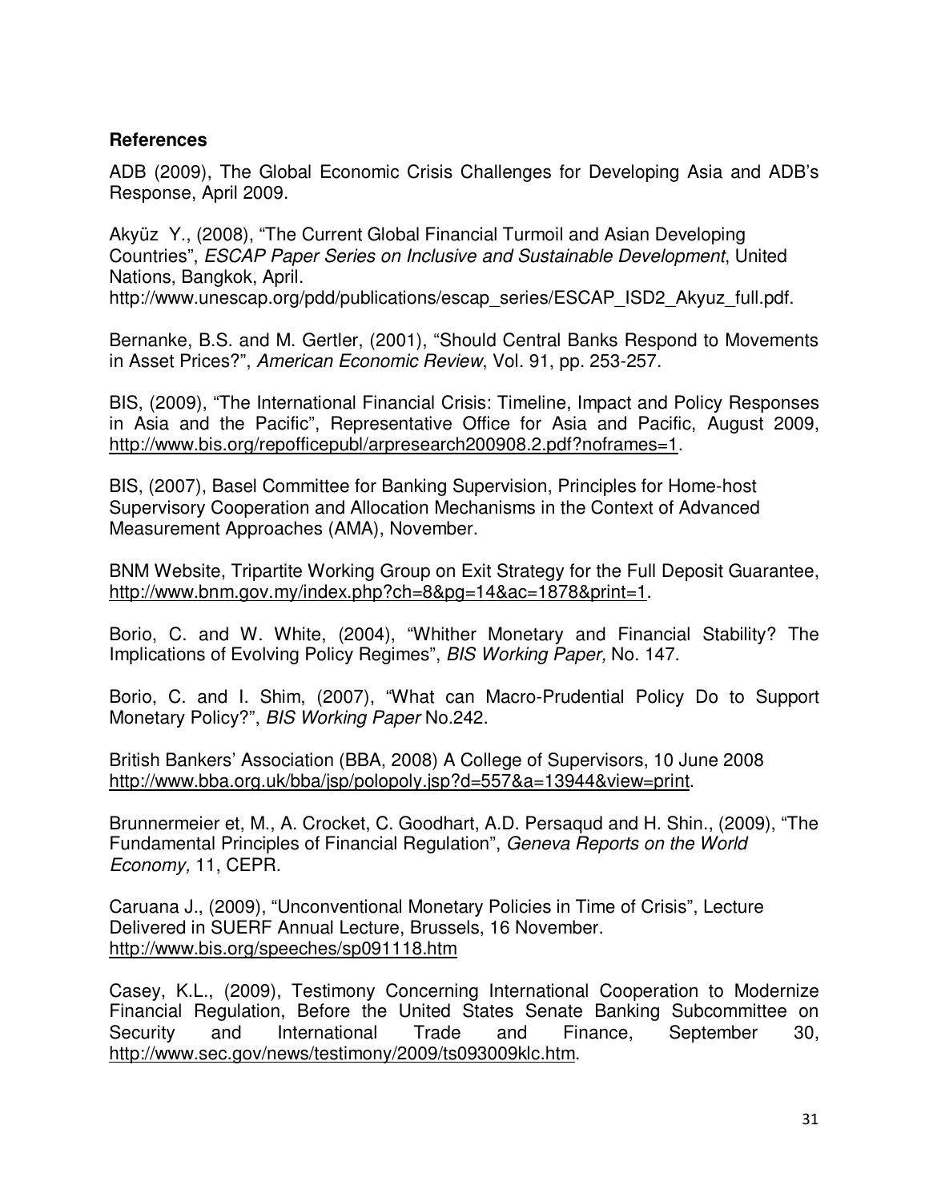## References

ADB (2009), The Global Economic Crisis Challenges for Developing Asia and ADB's Response, April 2009.

Akyüz Y., (2008), "The Current Global Financial Turmoil and Asian Developing Countries", *ESCAP Paper Series on Inclusive and Sustainable Development*, United Nations, Bangkok, April.
http://www.unescap.org/pdd/publications/escap_series/ESCAP_ISD2_Akyuz_full.pdf.

Bernanke, B.S. and M. Gertler, (2001), "Should Central Banks Respond to Movements in Asset Prices?", *American Economic Review*, Vol. 91, pp. 253-257.

BIS, (2009), "The International Financial Crisis: Timeline, Impact and Policy Responses in Asia and the Pacific", Representative Office for Asia and Pacific, August 2009, http://www.bis.org/repofficepubl/arpresearch200908.2.pdf?noframes=1.

BIS, (2007), Basel Committee for Banking Supervision, Principles for Home-host Supervisory Cooperation and Allocation Mechanisms in the Context of Advanced Measurement Approaches (AMA), November.

BNM Website, Tripartite Working Group on Exit Strategy for the Full Deposit Guarantee, http://www.bnm.gov.my/index.php?ch=8&pg=14&ac=1878&print=1.

Borio, C. and W. White, (2004), "Whither Monetary and Financial Stability? The Implications of Evolving Policy Regimes", *BIS Working Paper,* No. 147.

Borio, C. and I. Shim, (2007), "What can Macro-Prudential Policy Do to Support Monetary Policy?", *BIS Working Paper* No.242.

British Bankers' Association (BBA, 2008) A College of Supervisors, 10 June 2008 http://www.bba.org.uk/bba/jsp/polopoly.jsp?d=557&a=13944&view=print.

Brunnermeier et, M., A. Crocket, C. Goodhart, A.D. Persaqud and H. Shin., (2009), "The Fundamental Principles of Financial Regulation", *Geneva Reports on the World Economy,* 11, CEPR.

Caruana J., (2009), "Unconventional Monetary Policies in Time of Crisis", Lecture Delivered in SUERF Annual Lecture, Brussels, 16 November.
http://www.bis.org/speeches/sp091118.htm

Casey, K.L., (2009), Testimony Concerning International Cooperation to Modernize Financial Regulation, Before the United States Senate Banking Subcommittee on Security and International Trade and Finance, September 30, http://www.sec.gov/news/testimony/2009/ts093009klc.htm.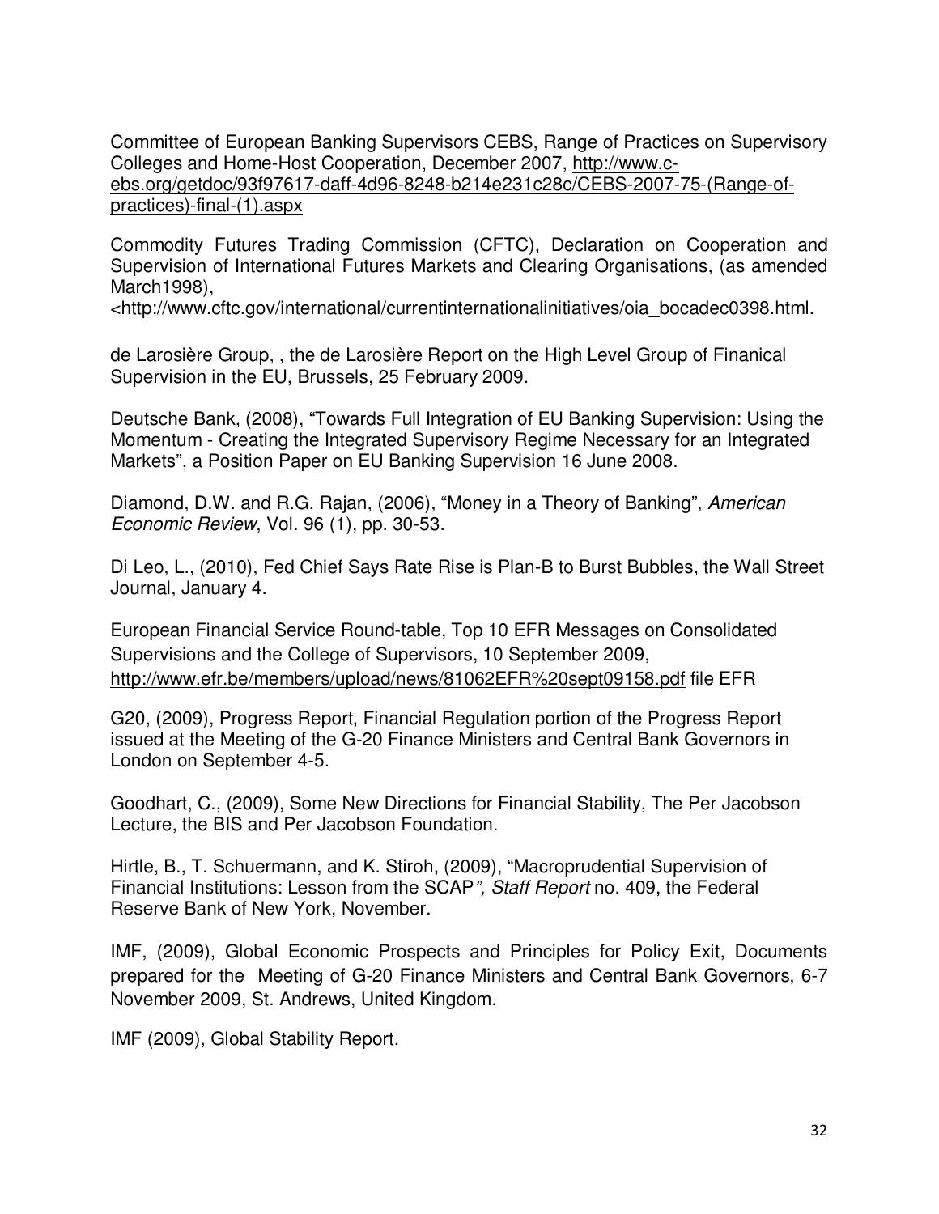Committee of European Banking Supervisors CEBS, Range of Practices on Supervisory Colleges and Home-Host Cooperation, December 2007, http://www.c-ebs.org/getdoc/93f97617-daff-4d96-8248-b214e231c28c/CEBS-2007-75-(Range-of-practices)-final-(1).aspx

Commodity Futures Trading Commission (CFTC), Declaration on Cooperation and Supervision of International Futures Markets and Clearing Organisations, (as amended March1998), <http://www.cftc.gov/international/currentinternationalinitiatives/oia_bocadec0398.html.

de Larosière Group, , the de Larosière Report on the High Level Group of Finanical Supervision in the EU, Brussels, 25 February 2009.

Deutsche Bank, (2008), "Towards Full Integration of EU Banking Supervision: Using the Momentum - Creating the Integrated Supervisory Regime Necessary for an Integrated Markets", a Position Paper on EU Banking Supervision 16 June 2008.

Diamond, D.W. and R.G. Rajan, (2006), "Money in a Theory of Banking", *American Economic Review*, Vol. 96 (1), pp. 30-53.

Di Leo, L., (2010), Fed Chief Says Rate Rise is Plan-B to Burst Bubbles, the Wall Street Journal, January 4.

European Financial Service Round-table, Top 10 EFR Messages on Consolidated Supervisions and the College of Supervisors, 10 September 2009, http://www.efr.be/members/upload/news/81062EFR%20sept09158.pdf file EFR

G20, (2009), Progress Report, Financial Regulation portion of the Progress Report issued at the Meeting of the G-20 Finance Ministers and Central Bank Governors in London on September 4-5.

Goodhart, C., (2009), Some New Directions for Financial Stability, The Per Jacobson Lecture, the BIS and Per Jacobson Foundation.

Hirtle, B., T. Schuermann, and K. Stiroh, (2009), "Macroprudential Supervision of Financial Institutions: Lesson from the SCAP*", Staff Report* no. 409, the Federal Reserve Bank of New York, November.

IMF, (2009), Global Economic Prospects and Principles for Policy Exit, Documents prepared for the Meeting of G-20 Finance Ministers and Central Bank Governors, 6-7 November 2009, St. Andrews, United Kingdom.

IMF (2009), Global Stability Report.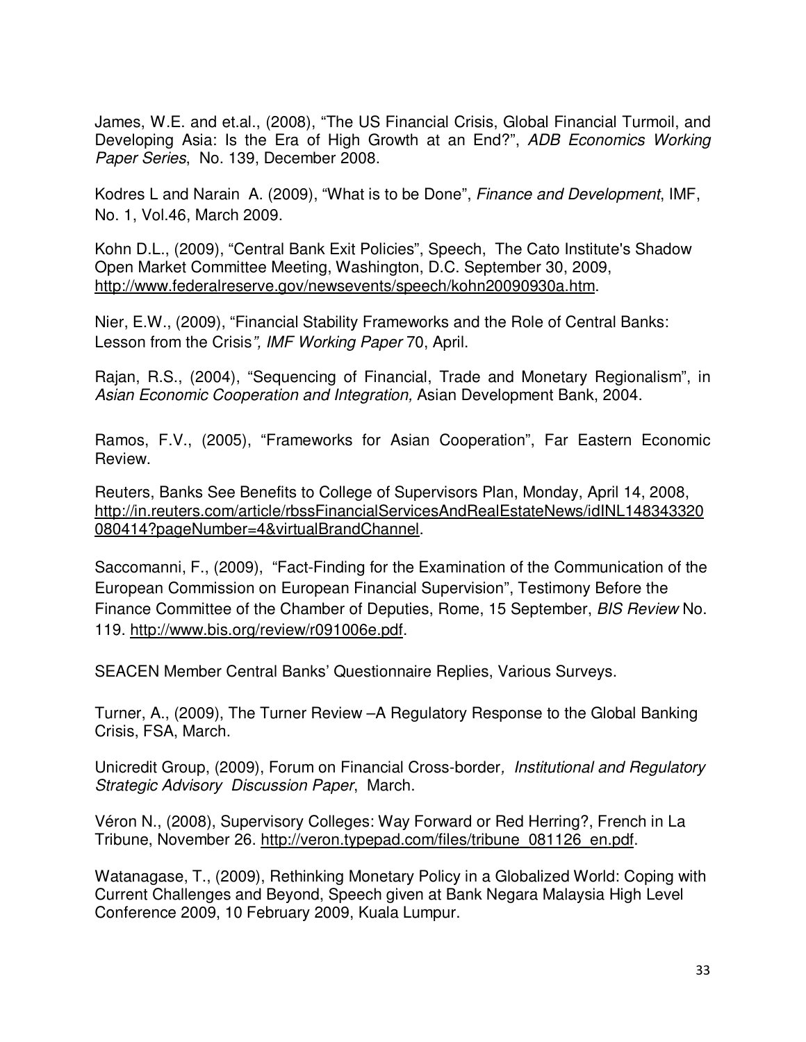James, W.E. and et.al., (2008), "The US Financial Crisis, Global Financial Turmoil, and Developing Asia: Is the Era of High Growth at an End?", *ADB Economics Working Paper Series*, No. 139, December 2008.

Kodres L and Narain A. (2009), "What is to be Done", *Finance and Development*, IMF, No. 1, Vol.46, March 2009.

Kohn D.L., (2009), "Central Bank Exit Policies", Speech, The Cato Institute's Shadow Open Market Committee Meeting, Washington, D.C. September 30, 2009, http://www.federalreserve.gov/newsevents/speech/kohn20090930a.htm.

Nier, E.W., (2009), "Financial Stability Frameworks and the Role of Central Banks: Lesson from the Crisis*", IMF Working Paper* 70, April.

Rajan, R.S., (2004), "Sequencing of Financial, Trade and Monetary Regionalism", in *Asian Economic Cooperation and Integration,* Asian Development Bank, 2004.

Ramos, F.V., (2005), "Frameworks for Asian Cooperation", Far Eastern Economic Review.

Reuters, Banks See Benefits to College of Supervisors Plan, Monday, April 14, 2008, http://in.reuters.com/article/rbssFinancialServicesAndRealEstateNews/idINL148343320080414?pageNumber=4&virtualBrandChannel.

Saccomanni, F., (2009), "Fact-Finding for the Examination of the Communication of the European Commission on European Financial Supervision", Testimony Before the Finance Committee of the Chamber of Deputies, Rome, 15 September, *BIS Review* No. 119. http://www.bis.org/review/r091006e.pdf.

SEACEN Member Central Banks' Questionnaire Replies, Various Surveys.

Turner, A., (2009), The Turner Review –A Regulatory Response to the Global Banking Crisis, FSA, March.

Unicredit Group, (2009), Forum on Financial Cross-border*, Institutional and Regulatory Strategic Advisory Discussion Paper*, March.

Véron N., (2008), Supervisory Colleges: Way Forward or Red Herring?, French in La Tribune, November 26. http://veron.typepad.com/files/tribune_081126_en.pdf.

Watanagase, T., (2009), Rethinking Monetary Policy in a Globalized World: Coping with Current Challenges and Beyond, Speech given at Bank Negara Malaysia High Level Conference 2009, 10 February 2009, Kuala Lumpur.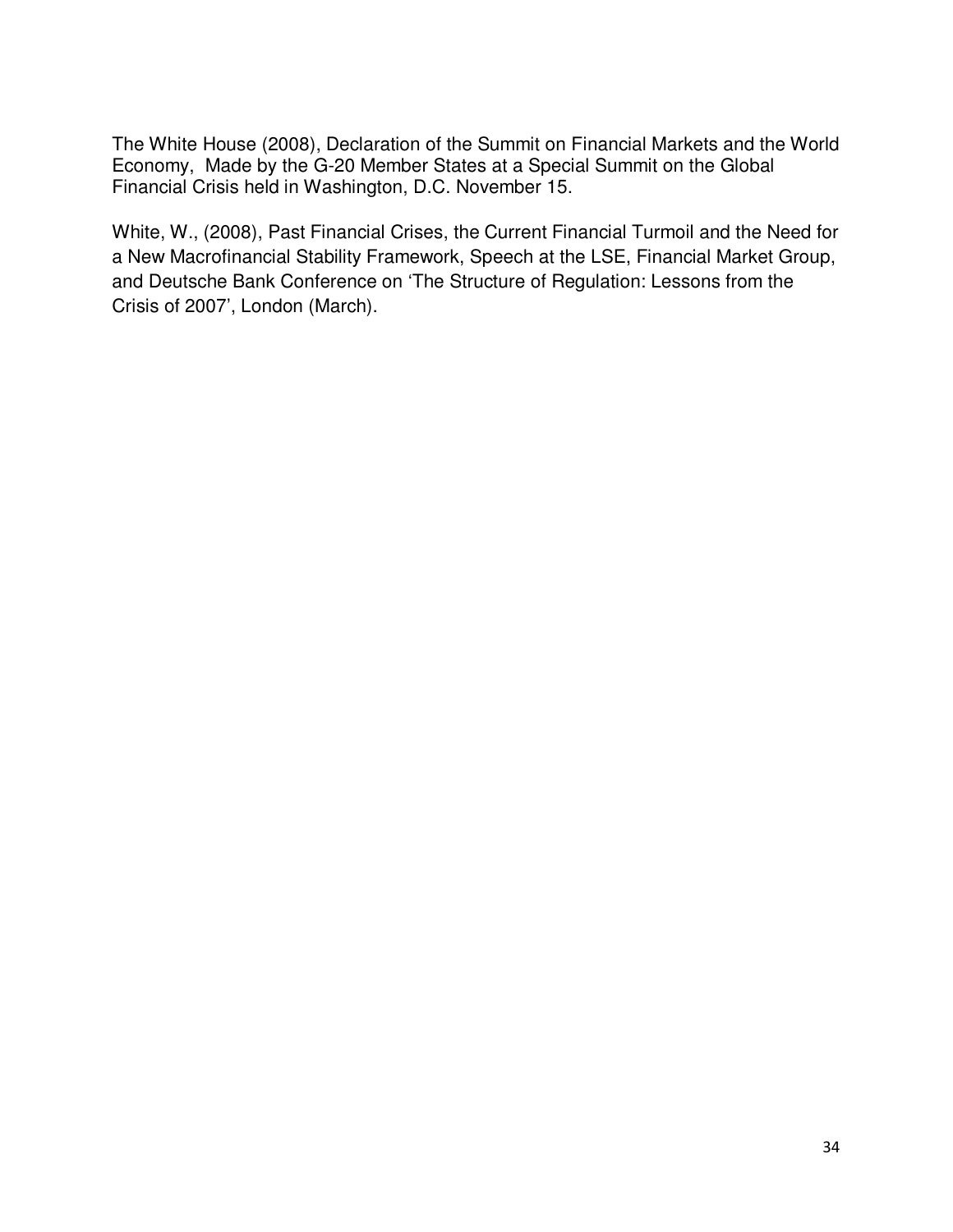The White House (2008), Declaration of the Summit on Financial Markets and the World Economy, Made by the G-20 Member States at a Special Summit on the Global Financial Crisis held in Washington, D.C. November 15.

White, W., (2008), Past Financial Crises, the Current Financial Turmoil and the Need for a New Macrofinancial Stability Framework, Speech at the LSE, Financial Market Group, and Deutsche Bank Conference on 'The Structure of Regulation: Lessons from the Crisis of 2007', London (March).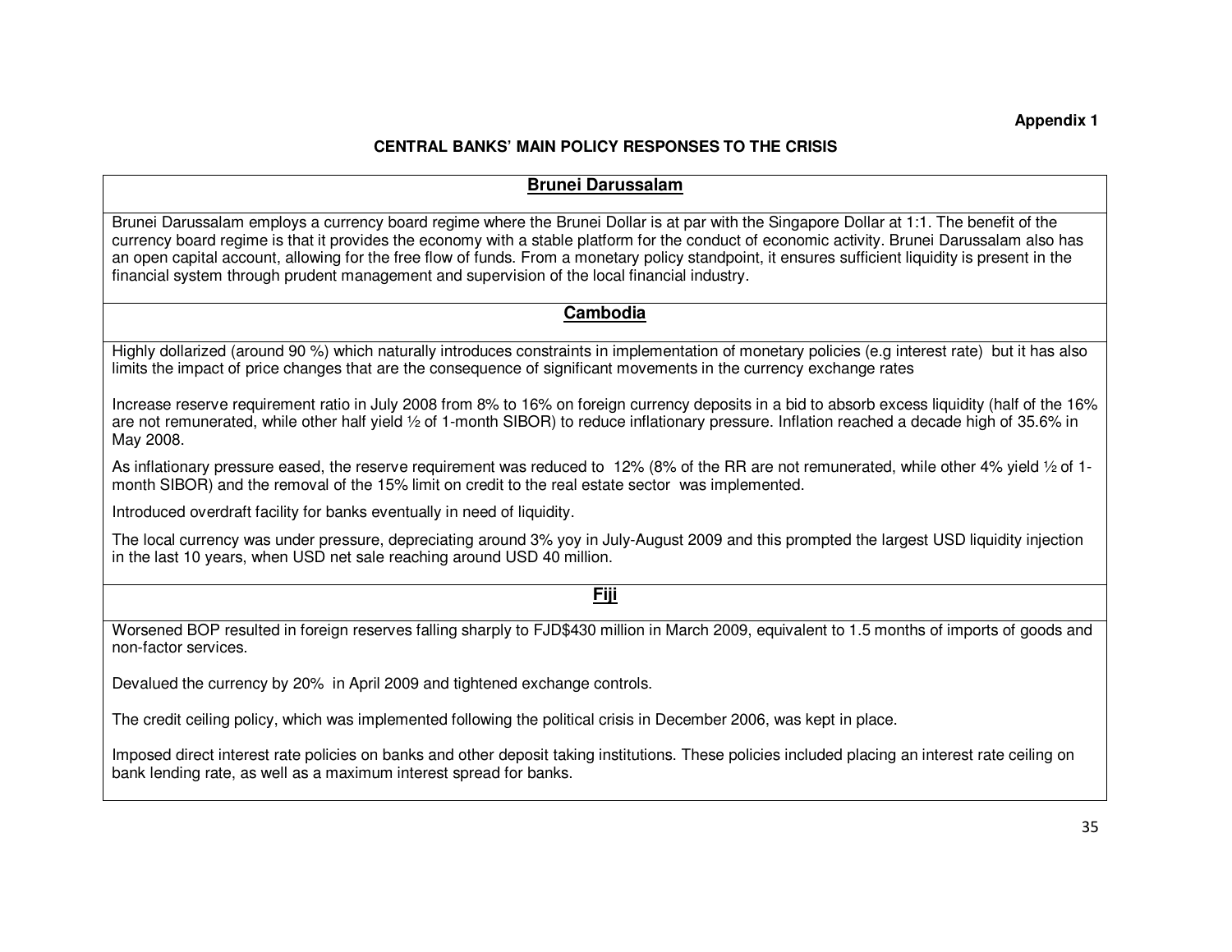**Appendix 1**

## CENTRAL BANKS' MAIN POLICY RESPONSES TO THE CRISIS

### Brunei Darussalam

Brunei Darussalam employs a currency board regime where the Brunei Dollar is at par with the Singapore Dollar at 1:1. The benefit of the currency board regime is that it provides the economy with a stable platform for the conduct of economic activity. Brunei Darussalam also has an open capital account, allowing for the free flow of funds. From a monetary policy standpoint, it ensures sufficient liquidity is present in the financial system through prudent management and supervision of the local financial industry.

### Cambodia

Highly dollarized (around 90 %) which naturally introduces constraints in implementation of monetary policies (e.g interest rate) but it has also limits the impact of price changes that are the consequence of significant movements in the currency exchange rates

Increase reserve requirement ratio in July 2008 from 8% to 16% on foreign currency deposits in a bid to absorb excess liquidity (half of the 16% are not remunerated, while other half yield ½ of 1-month SIBOR) to reduce inflationary pressure. Inflation reached a decade high of 35.6% in May 2008.

As inflationary pressure eased, the reserve requirement was reduced to 12% (8% of the RR are not remunerated, while other 4% yield ½ of 1-month SIBOR) and the removal of the 15% limit on credit to the real estate sector was implemented.

Introduced overdraft facility for banks eventually in need of liquidity.

The local currency was under pressure, depreciating around 3% yoy in July-August 2009 and this prompted the largest USD liquidity injection in the last 10 years, when USD net sale reaching around USD 40 million.

### Fiji

Worsened BOP resulted in foreign reserves falling sharply to FJD$430 million in March 2009, equivalent to 1.5 months of imports of goods and non-factor services.

Devalued the currency by 20% in April 2009 and tightened exchange controls.

The credit ceiling policy, which was implemented following the political crisis in December 2006, was kept in place.

Imposed direct interest rate policies on banks and other deposit taking institutions. These policies included placing an interest rate ceiling on bank lending rate, as well as a maximum interest spread for banks.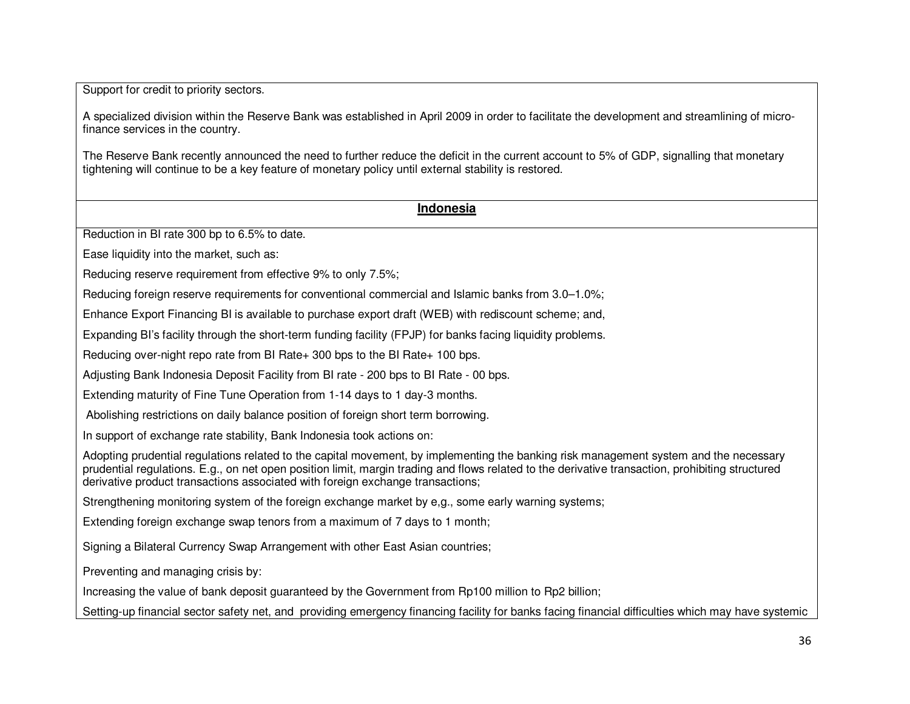Support for credit to priority sectors.

A specialized division within the Reserve Bank was established in April 2009 in order to facilitate the development and streamlining of micro-finance services in the country.

The Reserve Bank recently announced the need to further reduce the deficit in the current account to 5% of GDP, signalling that monetary tightening will continue to be a key feature of monetary policy until external stability is restored.

## Indonesia

Reduction in BI rate 300 bp to 6.5% to date.

Ease liquidity into the market, such as:

Reducing reserve requirement from effective 9% to only 7.5%;

Reducing foreign reserve requirements for conventional commercial and Islamic banks from 3.0–1.0%;

Enhance Export Financing BI is available to purchase export draft (WEB) with rediscount scheme; and,

Expanding BI's facility through the short-term funding facility (FPJP) for banks facing liquidity problems.

Reducing over-night repo rate from BI Rate+ 300 bps to the BI Rate+ 100 bps.

Adjusting Bank Indonesia Deposit Facility from BI rate - 200 bps to BI Rate - 00 bps.

Extending maturity of Fine Tune Operation from 1-14 days to 1 day-3 months.

Abolishing restrictions on daily balance position of foreign short term borrowing.

In support of exchange rate stability, Bank Indonesia took actions on:

Adopting prudential regulations related to the capital movement, by implementing the banking risk management system and the necessary prudential regulations. E.g., on net open position limit, margin trading and flows related to the derivative transaction, prohibiting structured derivative product transactions associated with foreign exchange transactions;

Strengthening monitoring system of the foreign exchange market by e,g., some early warning systems;

Extending foreign exchange swap tenors from a maximum of 7 days to 1 month;

Signing a Bilateral Currency Swap Arrangement with other East Asian countries;

Preventing and managing crisis by:

Increasing the value of bank deposit guaranteed by the Government from Rp100 million to Rp2 billion;

Setting-up financial sector safety net, and providing emergency financing facility for banks facing financial difficulties which may have systemic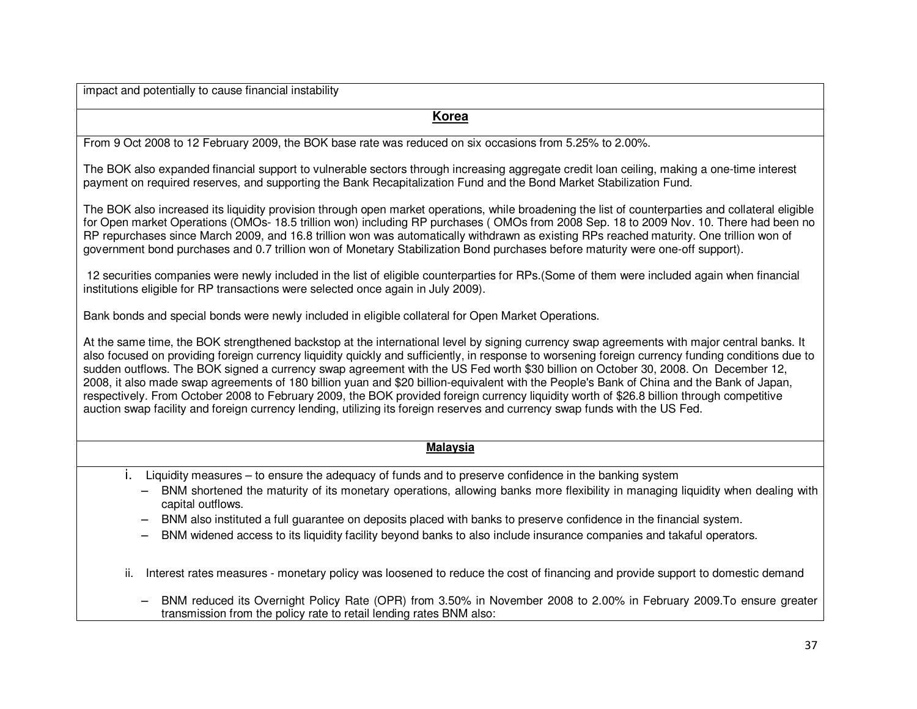impact and potentially to cause financial instability

**Korea**

From 9 Oct 2008 to 12 February 2009, the BOK base rate was reduced on six occasions from 5.25% to 2.00%.

The BOK also expanded financial support to vulnerable sectors through increasing aggregate credit loan ceiling, making a one-time interest payment on required reserves, and supporting the Bank Recapitalization Fund and the Bond Market Stabilization Fund.

The BOK also increased its liquidity provision through open market operations, while broadening the list of counterparties and collateral eligible for Open market Operations (OMOs- 18.5 trillion won) including RP purchases ( OMOs from 2008 Sep. 18 to 2009 Nov. 10. There had been no RP repurchases since March 2009, and 16.8 trillion won was automatically withdrawn as existing RPs reached maturity. One trillion won of government bond purchases and 0.7 trillion won of Monetary Stabilization Bond purchases before maturity were one-off support).

12 securities companies were newly included in the list of eligible counterparties for RPs.(Some of them were included again when financial institutions eligible for RP transactions were selected once again in July 2009).

Bank bonds and special bonds were newly included in eligible collateral for Open Market Operations.

At the same time, the BOK strengthened backstop at the international level by signing currency swap agreements with major central banks. It also focused on providing foreign currency liquidity quickly and sufficiently, in response to worsening foreign currency funding conditions due to sudden outflows. The BOK signed a currency swap agreement with the US Fed worth $30 billion on October 30, 2008. On December 12, 2008, it also made swap agreements of 180 billion yuan and $20 billion-equivalent with the People's Bank of China and the Bank of Japan, respectively. From October 2008 to February 2009, the BOK provided foreign currency liquidity worth of $26.8 billion through competitive auction swap facility and foreign currency lending, utilizing its foreign reserves and currency swap funds with the US Fed.

**Malaysia**

i. Liquidity measures – to ensure the adequacy of funds and to preserve confidence in the banking system
   - BNM shortened the maturity of its monetary operations, allowing banks more flexibility in managing liquidity when dealing with capital outflows.
   - BNM also instituted a full guarantee on deposits placed with banks to preserve confidence in the financial system.
   - BNM widened access to its liquidity facility beyond banks to also include insurance companies and takaful operators.

ii. Interest rates measures - monetary policy was loosened to reduce the cost of financing and provide support to domestic demand
   - BNM reduced its Overnight Policy Rate (OPR) from 3.50% in November 2008 to 2.00% in February 2009.To ensure greater transmission from the policy rate to retail lending rates BNM also: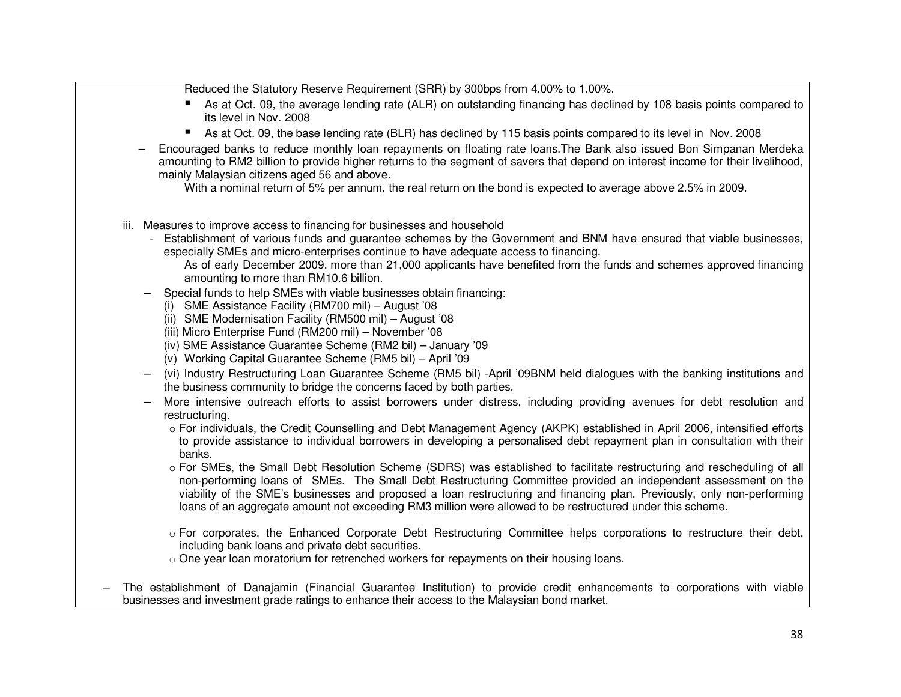Reduced the Statutory Reserve Requirement (SRR) by 300bps from 4.00% to 1.00%.

- As at Oct. 09, the average lending rate (ALR) on outstanding financing has declined by 108 basis points compared to its level in Nov. 2008
- As at Oct. 09, the base lending rate (BLR) has declined by 115 basis points compared to its level in Nov. 2008

– Encouraged banks to reduce monthly loan repayments on floating rate loans.The Bank also issued Bon Simpanan Merdeka amounting to RM2 billion to provide higher returns to the segment of savers that depend on interest income for their livelihood, mainly Malaysian citizens aged 56 and above.

With a nominal return of 5% per annum, the real return on the bond is expected to average above 2.5% in 2009.

iii. Measures to improve access to financing for businesses and household

- Establishment of various funds and guarantee schemes by the Government and BNM have ensured that viable businesses, especially SMEs and micro-enterprises continue to have adequate access to financing.

  As of early December 2009, more than 21,000 applicants have benefited from the funds and schemes approved financing amounting to more than RM10.6 billion.

– Special funds to help SMEs with viable businesses obtain financing:
  - (i) SME Assistance Facility (RM700 mil) – August ’08
  - (ii) SME Modernisation Facility (RM500 mil) – August ’08
  - (iii) Micro Enterprise Fund (RM200 mil) – November ’08
  - (iv) SME Assistance Guarantee Scheme (RM2 bil) – January ’09
  - (v) Working Capital Guarantee Scheme (RM5 bil) – April ’09

– (vi) Industry Restructuring Loan Guarantee Scheme (RM5 bil) -April ’09BNM held dialogues with the banking institutions and the business community to bridge the concerns faced by both parties.

– More intensive outreach efforts to assist borrowers under distress, including providing avenues for debt resolution and restructuring.
  - For individuals, the Credit Counselling and Debt Management Agency (AKPK) established in April 2006, intensified efforts to provide assistance to individual borrowers in developing a personalised debt repayment plan in consultation with their banks.
  - For SMEs, the Small Debt Resolution Scheme (SDRS) was established to facilitate restructuring and rescheduling of all non-performing loans of SMEs. The Small Debt Restructuring Committee provided an independent assessment on the viability of the SME’s businesses and proposed a loan restructuring and financing plan. Previously, only non-performing loans of an aggregate amount not exceeding RM3 million were allowed to be restructured under this scheme.
  - For corporates, the Enhanced Corporate Debt Restructuring Committee helps corporations to restructure their debt, including bank loans and private debt securities.
  - One year loan moratorium for retrenched workers for repayments on their housing loans.

– The establishment of Danajamin (Financial Guarantee Institution) to provide credit enhancements to corporations with viable businesses and investment grade ratings to enhance their access to the Malaysian bond market.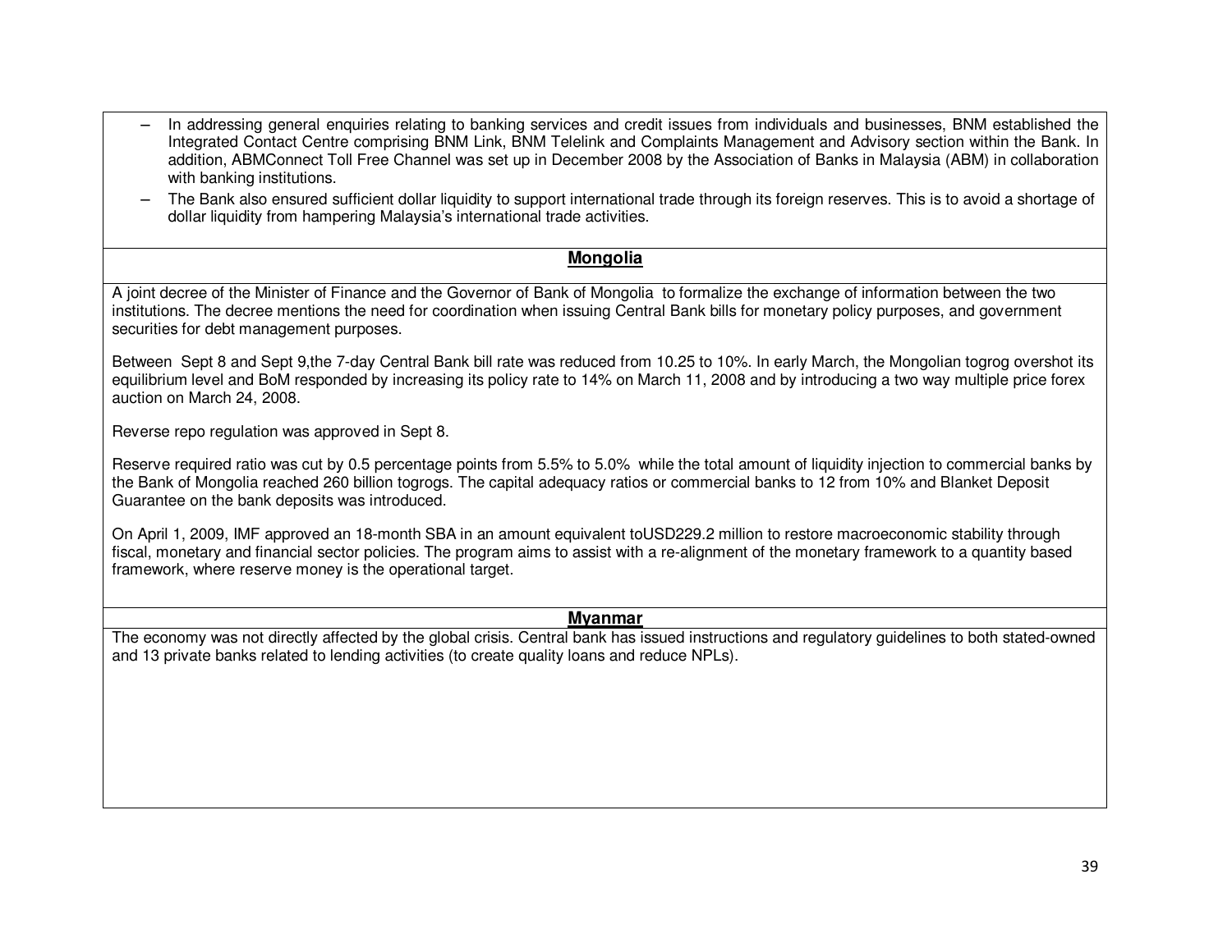- In addressing general enquiries relating to banking services and credit issues from individuals and businesses, BNM established the Integrated Contact Centre comprising BNM Link, BNM Telelink and Complaints Management and Advisory section within the Bank. In addition, ABMConnect Toll Free Channel was set up in December 2008 by the Association of Banks in Malaysia (ABM) in collaboration with banking institutions.
- The Bank also ensured sufficient dollar liquidity to support international trade through its foreign reserves. This is to avoid a shortage of dollar liquidity from hampering Malaysia's international trade activities.

## Mongolia

A joint decree of the Minister of Finance and the Governor of Bank of Mongolia to formalize the exchange of information between the two institutions. The decree mentions the need for coordination when issuing Central Bank bills for monetary policy purposes, and government securities for debt management purposes.

Between Sept 8 and Sept 9,the 7-day Central Bank bill rate was reduced from 10.25 to 10%. In early March, the Mongolian togrog overshot its equilibrium level and BoM responded by increasing its policy rate to 14% on March 11, 2008 and by introducing a two way multiple price forex auction on March 24, 2008.

Reverse repo regulation was approved in Sept 8.

Reserve required ratio was cut by 0.5 percentage points from 5.5% to 5.0% while the total amount of liquidity injection to commercial banks by the Bank of Mongolia reached 260 billion togrogs. The capital adequacy ratios or commercial banks to 12 from 10% and Blanket Deposit Guarantee on the bank deposits was introduced.

On April 1, 2009, IMF approved an 18-month SBA in an amount equivalent toUSD229.2 million to restore macroeconomic stability through fiscal, monetary and financial sector policies. The program aims to assist with a re-alignment of the monetary framework to a quantity based framework, where reserve money is the operational target.

## Myanmar

The economy was not directly affected by the global crisis. Central bank has issued instructions and regulatory guidelines to both stated-owned and 13 private banks related to lending activities (to create quality loans and reduce NPLs).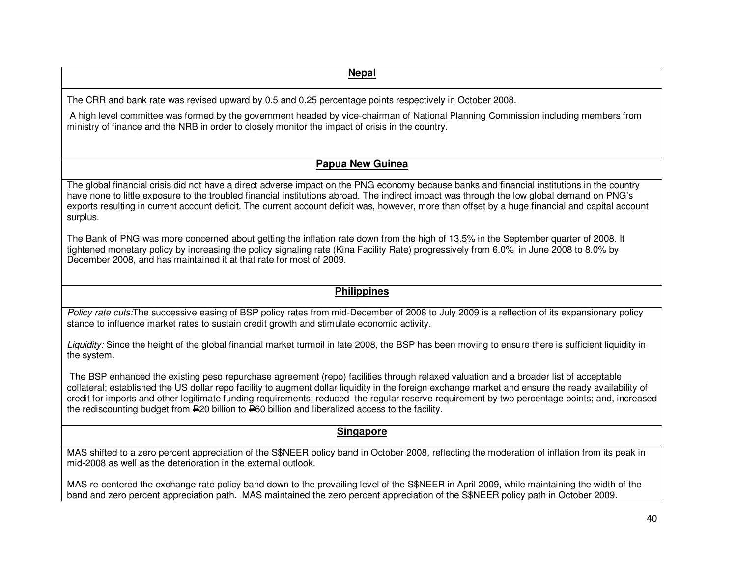**Nepal**

The CRR and bank rate was revised upward by 0.5 and 0.25 percentage points respectively in October 2008.

A high level committee was formed by the government headed by vice-chairman of National Planning Commission including members from ministry of finance and the NRB in order to closely monitor the impact of crisis in the country.

**Papua New Guinea**

The global financial crisis did not have a direct adverse impact on the PNG economy because banks and financial institutions in the country have none to little exposure to the troubled financial institutions abroad. The indirect impact was through the low global demand on PNG's exports resulting in current account deficit. The current account deficit was, however, more than offset by a huge financial and capital account surplus.

The Bank of PNG was more concerned about getting the inflation rate down from the high of 13.5% in the September quarter of 2008. It tightened monetary policy by increasing the policy signaling rate (Kina Facility Rate) progressively from 6.0% in June 2008 to 8.0% by December 2008, and has maintained it at that rate for most of 2009.

**Philippines**

*Policy rate cuts:* The successive easing of BSP policy rates from mid-December of 2008 to July 2009 is a reflection of its expansionary policy stance to influence market rates to sustain credit growth and stimulate economic activity.

*Liquidity:* Since the height of the global financial market turmoil in late 2008, the BSP has been moving to ensure there is sufficient liquidity in the system.

The BSP enhanced the existing peso repurchase agreement (repo) facilities through relaxed valuation and a broader list of acceptable collateral; established the US dollar repo facility to augment dollar liquidity in the foreign exchange market and ensure the ready availability of credit for imports and other legitimate funding requirements; reduced the regular reserve requirement by two percentage points; and, increased the rediscounting budget from ₱20 billion to ₱60 billion and liberalized access to the facility.

**Singapore**

MAS shifted to a zero percent appreciation of the S$NEER policy band in October 2008, reflecting the moderation of inflation from its peak in mid-2008 as well as the deterioration in the external outlook.

MAS re-centered the exchange rate policy band down to the prevailing level of the S$NEER in April 2009, while maintaining the width of the band and zero percent appreciation path. MAS maintained the zero percent appreciation of the S$NEER policy path in October 2009.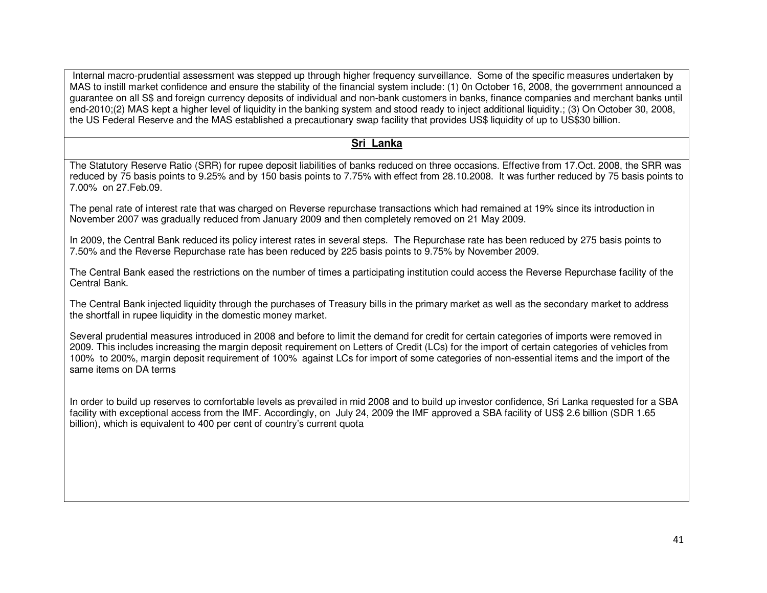Internal macro-prudential assessment was stepped up through higher frequency surveillance. Some of the specific measures undertaken by MAS to instill market confidence and ensure the stability of the financial system include: (1) 0n October 16, 2008, the government announced a guarantee on all S$ and foreign currency deposits of individual and non-bank customers in banks, finance companies and merchant banks until end-2010;(2) MAS kept a higher level of liquidity in the banking system and stood ready to inject additional liquidity.; (3) On October 30, 2008, the US Federal Reserve and the MAS established a precautionary swap facility that provides US$ liquidity of up to US$30 billion.

## Sri Lanka

The Statutory Reserve Ratio (SRR) for rupee deposit liabilities of banks reduced on three occasions. Effective from 17.Oct. 2008, the SRR was reduced by 75 basis points to 9.25% and by 150 basis points to 7.75% with effect from 28.10.2008. It was further reduced by 75 basis points to 7.00% on 27.Feb.09.

The penal rate of interest rate that was charged on Reverse repurchase transactions which had remained at 19% since its introduction in November 2007 was gradually reduced from January 2009 and then completely removed on 21 May 2009.

In 2009, the Central Bank reduced its policy interest rates in several steps. The Repurchase rate has been reduced by 275 basis points to 7.50% and the Reverse Repurchase rate has been reduced by 225 basis points to 9.75% by November 2009.

The Central Bank eased the restrictions on the number of times a participating institution could access the Reverse Repurchase facility of the Central Bank.

The Central Bank injected liquidity through the purchases of Treasury bills in the primary market as well as the secondary market to address the shortfall in rupee liquidity in the domestic money market.

Several prudential measures introduced in 2008 and before to limit the demand for credit for certain categories of imports were removed in 2009. This includes increasing the margin deposit requirement on Letters of Credit (LCs) for the import of certain categories of vehicles from 100% to 200%, margin deposit requirement of 100% against LCs for import of some categories of non-essential items and the import of the same items on DA terms

In order to build up reserves to comfortable levels as prevailed in mid 2008 and to build up investor confidence, Sri Lanka requested for a SBA facility with exceptional access from the IMF. Accordingly, on July 24, 2009 the IMF approved a SBA facility of US$ 2.6 billion (SDR 1.65 billion), which is equivalent to 400 per cent of country's current quota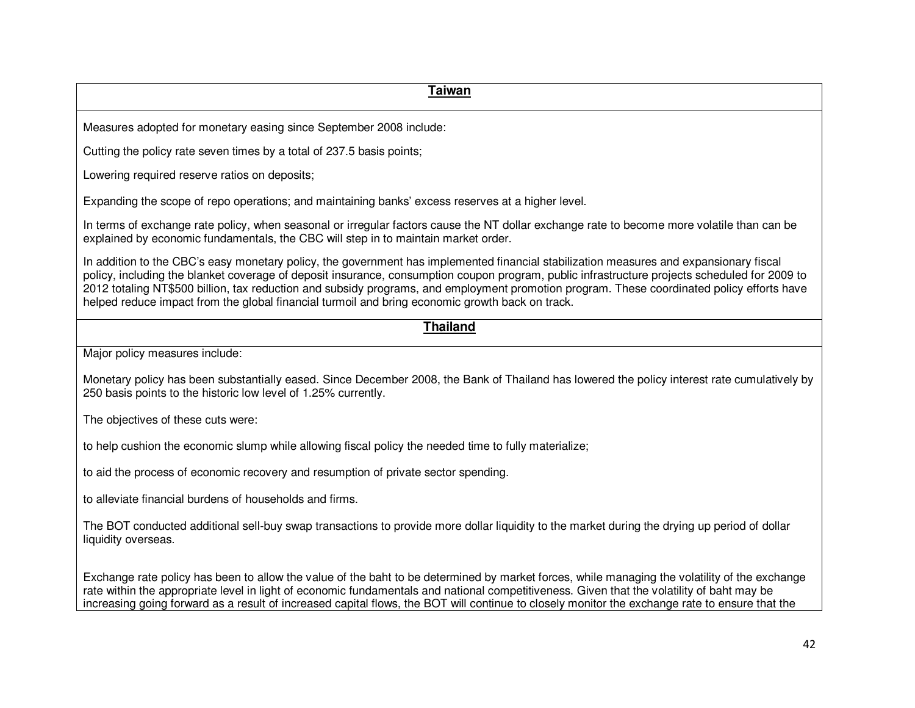## Taiwan

Measures adopted for monetary easing since September 2008 include:

Cutting the policy rate seven times by a total of 237.5 basis points;

Lowering required reserve ratios on deposits;

Expanding the scope of repo operations; and maintaining banks' excess reserves at a higher level.

In terms of exchange rate policy, when seasonal or irregular factors cause the NT dollar exchange rate to become more volatile than can be explained by economic fundamentals, the CBC will step in to maintain market order.

In addition to the CBC's easy monetary policy, the government has implemented financial stabilization measures and expansionary fiscal policy, including the blanket coverage of deposit insurance, consumption coupon program, public infrastructure projects scheduled for 2009 to 2012 totaling NT$500 billion, tax reduction and subsidy programs, and employment promotion program. These coordinated policy efforts have helped reduce impact from the global financial turmoil and bring economic growth back on track.

## Thailand

Major policy measures include:

Monetary policy has been substantially eased. Since December 2008, the Bank of Thailand has lowered the policy interest rate cumulatively by 250 basis points to the historic low level of 1.25% currently.

The objectives of these cuts were:

to help cushion the economic slump while allowing fiscal policy the needed time to fully materialize;

to aid the process of economic recovery and resumption of private sector spending.

to alleviate financial burdens of households and firms.

The BOT conducted additional sell-buy swap transactions to provide more dollar liquidity to the market during the drying up period of dollar liquidity overseas.

Exchange rate policy has been to allow the value of the baht to be determined by market forces, while managing the volatility of the exchange rate within the appropriate level in light of economic fundamentals and national competitiveness. Given that the volatility of baht may be increasing going forward as a result of increased capital flows, the BOT will continue to closely monitor the exchange rate to ensure that the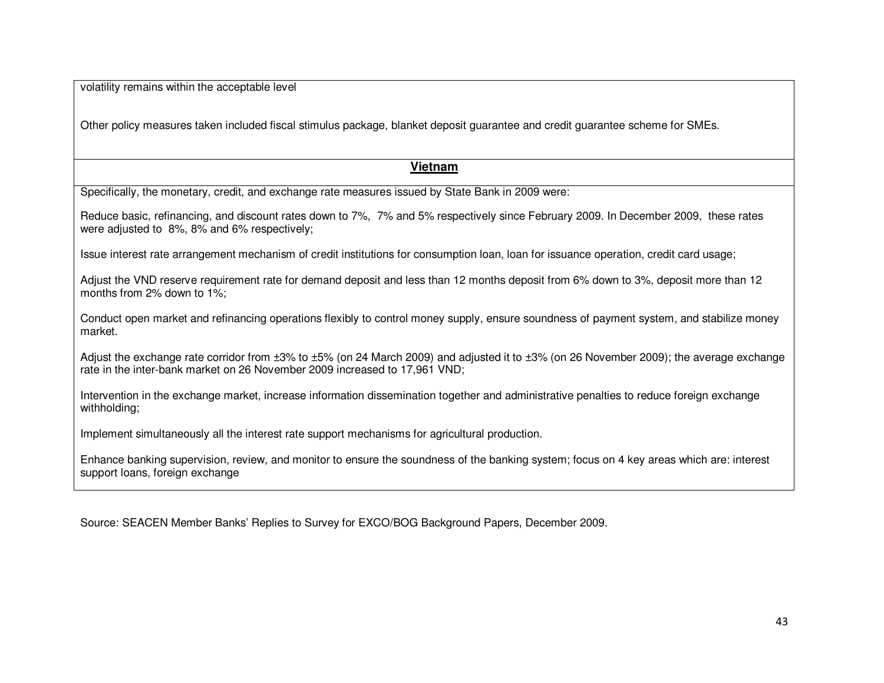| volatility remains within the acceptable level<br><br>Other policy measures taken included fiscal stimulus package, blanket deposit guarantee and credit guarantee scheme for SMEs. |
|---|
| **Vietnam** |
| Specifically, the monetary, credit, and exchange rate measures issued by State Bank in 2009 were:<br><br>Reduce basic, refinancing, and discount rates down to 7%, 7% and 5% respectively since February 2009. In December 2009, these rates were adjusted to 8%, 8% and 6% respectively;<br><br>Issue interest rate arrangement mechanism of credit institutions for consumption loan, loan for issuance operation, credit card usage;<br><br>Adjust the VND reserve requirement rate for demand deposit and less than 12 months deposit from 6% down to 3%, deposit more than 12 months from 2% down to 1%;<br><br>Conduct open market and refinancing operations flexibly to control money supply, ensure soundness of payment system, and stabilize money market.<br><br>Adjust the exchange rate corridor from ±3% to ±5% (on 24 March 2009) and adjusted it to ±3% (on 26 November 2009); the average exchange rate in the inter-bank market on 26 November 2009 increased to 17,961 VND;<br><br>Intervention in the exchange market, increase information dissemination together and administrative penalties to reduce foreign exchange withholding;<br><br>Implement simultaneously all the interest rate support mechanisms for agricultural production.<br><br>Enhance banking supervision, review, and monitor to ensure the soundness of the banking system; focus on 4 key areas which are: interest support loans, foreign exchange |

Source: SEACEN Member Banks' Replies to Survey for EXCO/BOG Background Papers, December 2009.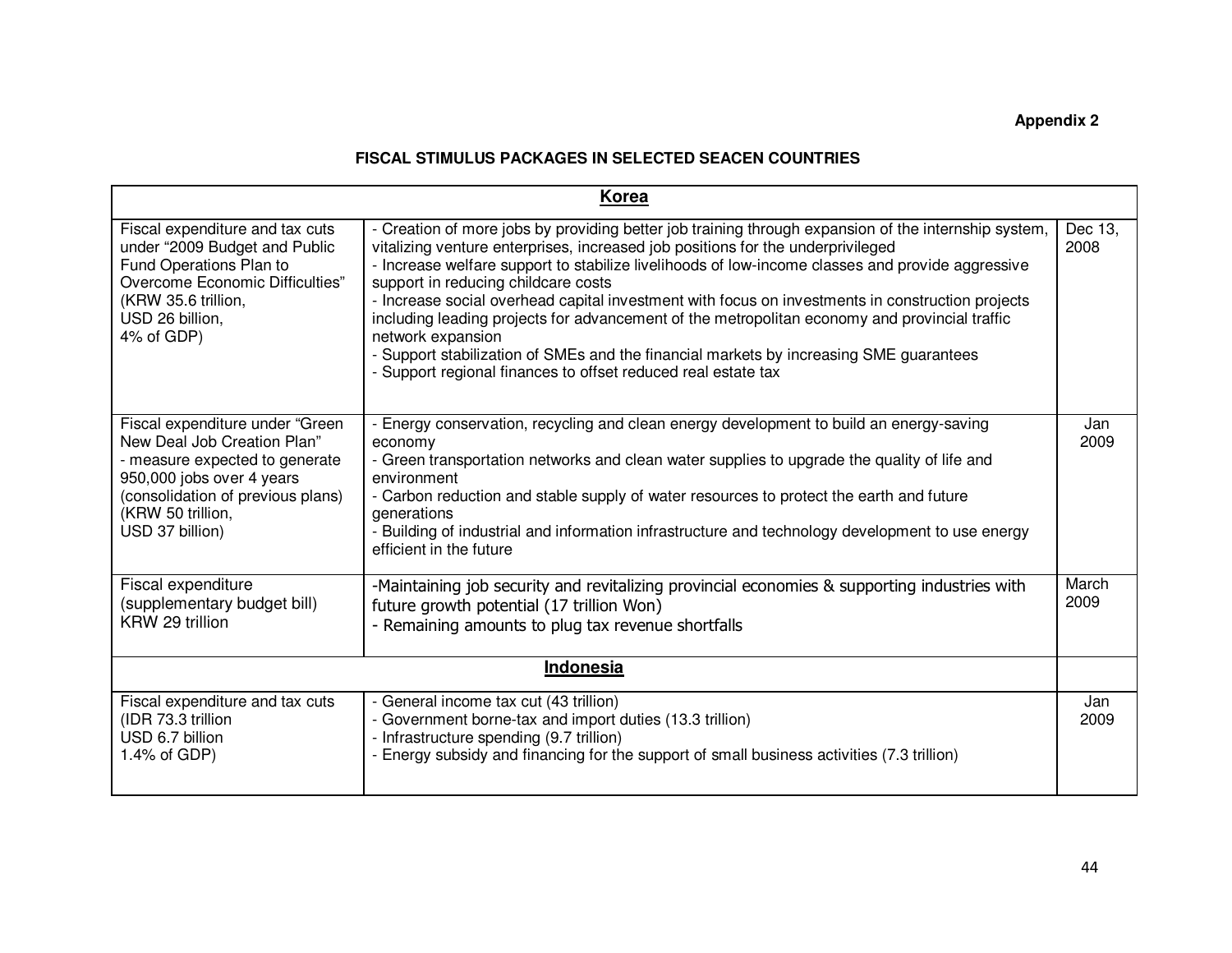**Appendix 2**

### FISCAL STIMULUS PACKAGES IN SELECTED SEACEN COUNTRIES

| **Korea** | | |
|---|---|---|
| Fiscal expenditure and tax cuts under "2009 Budget and Public Fund Operations Plan to Overcome Economic Difficulties" (KRW 35.6 trillion, USD 26 billion, 4% of GDP) | - Creation of more jobs by providing better job training through expansion of the internship system, vitalizing venture enterprises, increased job positions for the underprivileged<br>- Increase welfare support to stabilize livelihoods of low-income classes and provide aggressive support in reducing childcare costs<br>- Increase social overhead capital investment with focus on investments in construction projects including leading projects for advancement of the metropolitan economy and provincial traffic network expansion<br>- Support stabilization of SMEs and the financial markets by increasing SME guarantees<br>- Support regional finances to offset reduced real estate tax | Dec 13, 2008 |
| Fiscal expenditure under "Green New Deal Job Creation Plan"<br>- measure expected to generate 950,000 jobs over 4 years (consolidation of previous plans) (KRW 50 trillion, USD 37 billion) | - Energy conservation, recycling and clean energy development to build an energy-saving economy<br>- Green transportation networks and clean water supplies to upgrade the quality of life and environment<br>- Carbon reduction and stable supply of water resources to protect the earth and future generations<br>- Building of industrial and information infrastructure and technology development to use energy efficient in the future | Jan 2009 |
| Fiscal expenditure (supplementary budget bill) KRW 29 trillion | -Maintaining job security and revitalizing provincial economies & supporting industries with future growth potential (17 trillion Won)<br>- Remaining amounts to plug tax revenue shortfalls | March 2009 |
| **Indonesia** | | |
| Fiscal expenditure and tax cuts (IDR 73.3 trillion USD 6.7 billion 1.4% of GDP) | - General income tax cut (43 trillion)<br>- Government borne-tax and import duties (13.3 trillion)<br>- Infrastructure spending (9.7 trillion)<br>- Energy subsidy and financing for the support of small business activities (7.3 trillion) | Jan 2009 |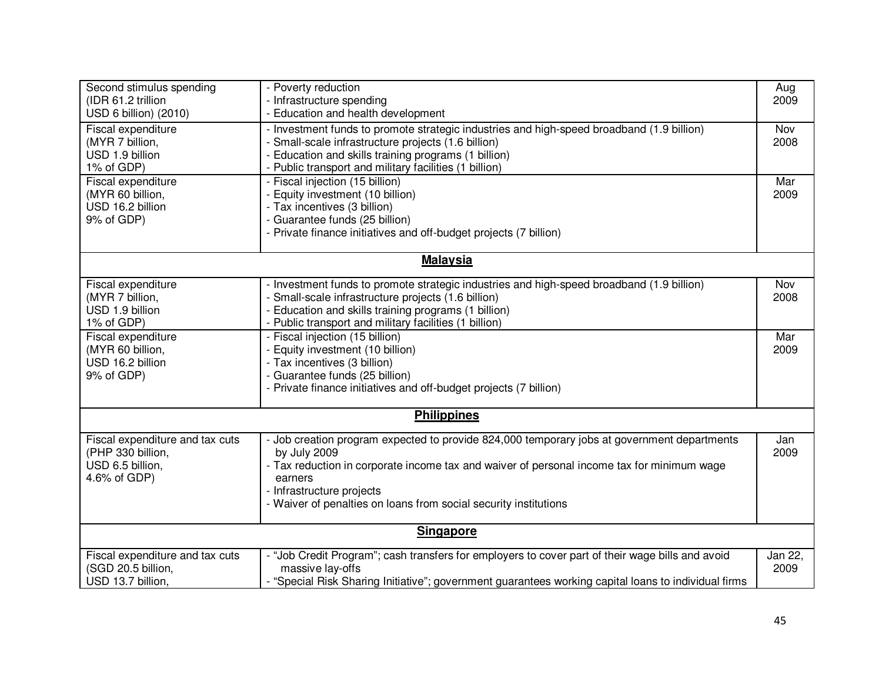| | | |
|---|---|---|
| Second stimulus spending (IDR 61.2 trillion USD 6 billion) (2010) | - Poverty reduction<br>- Infrastructure spending<br>- Education and health development | Aug 2009 |
| Fiscal expenditure (MYR 7 billion, USD 1.9 billion 1% of GDP) | - Investment funds to promote strategic industries and high-speed broadband (1.9 billion)<br>- Small-scale infrastructure projects (1.6 billion)<br>- Education and skills training programs (1 billion)<br>- Public transport and military facilities (1 billion) | Nov 2008 |
| Fiscal expenditure (MYR 60 billion, USD 16.2 billion 9% of GDP) | - Fiscal injection (15 billion)<br>- Equity investment (10 billion)<br>- Tax incentives (3 billion)<br>- Guarantee funds (25 billion)<br>- Private finance initiatives and off-budget projects (7 billion) | Mar 2009 |
| **Malaysia** | | |
| Fiscal expenditure (MYR 7 billion, USD 1.9 billion 1% of GDP) | - Investment funds to promote strategic industries and high-speed broadband (1.9 billion)<br>- Small-scale infrastructure projects (1.6 billion)<br>- Education and skills training programs (1 billion)<br>- Public transport and military facilities (1 billion) | Nov 2008 |
| Fiscal expenditure (MYR 60 billion, USD 16.2 billion 9% of GDP) | - Fiscal injection (15 billion)<br>- Equity investment (10 billion)<br>- Tax incentives (3 billion)<br>- Guarantee funds (25 billion)<br>- Private finance initiatives and off-budget projects (7 billion) | Mar 2009 |
| **Philippines** | | |
| Fiscal expenditure and tax cuts (PHP 330 billion, USD 6.5 billion, 4.6% of GDP) | - Job creation program expected to provide 824,000 temporary jobs at government departments by July 2009<br>- Tax reduction in corporate income tax and waiver of personal income tax for minimum wage earners<br>- Infrastructure projects<br>- Waiver of penalties on loans from social security institutions | Jan 2009 |
| **Singapore** | | |
| Fiscal expenditure and tax cuts (SGD 20.5 billion, USD 13.7 billion, | - "Job Credit Program"; cash transfers for employers to cover part of their wage bills and avoid massive lay-offs<br>- "Special Risk Sharing Initiative"; government guarantees working capital loans to individual firms | Jan 22, 2009 |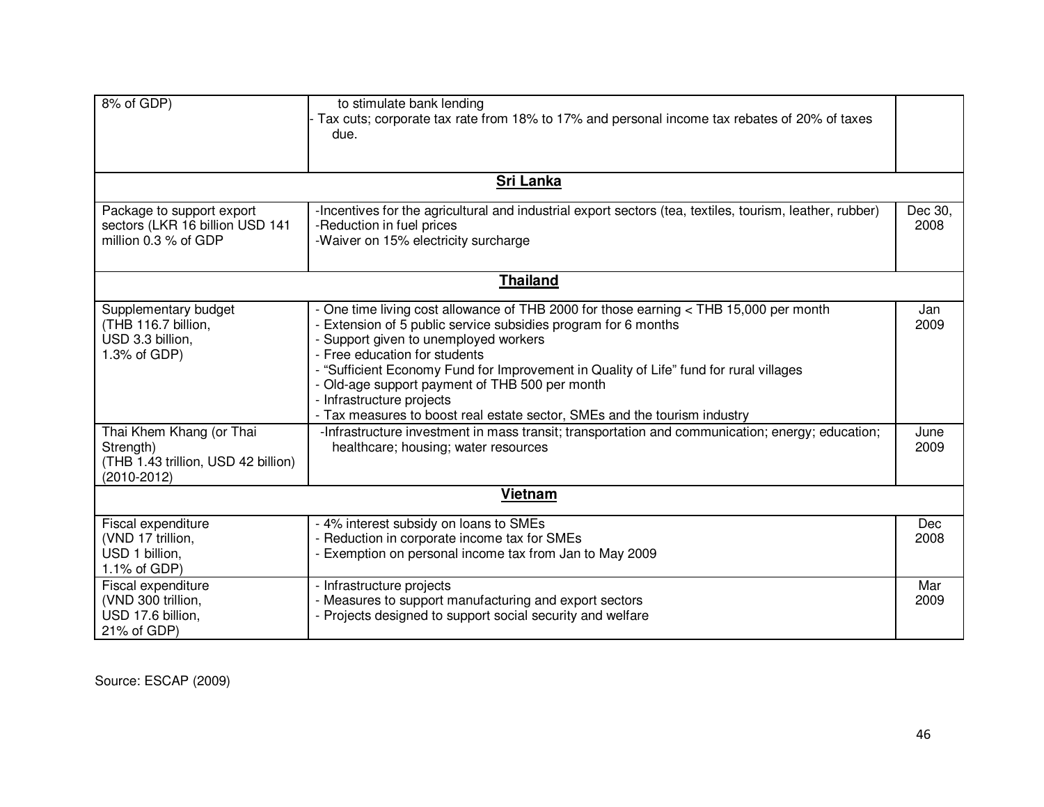| | | |
|---|---|---|
| 8% of GDP) | to stimulate bank lending<br>- Tax cuts; corporate tax rate from 18% to 17% and personal income tax rebates of 20% of taxes due. | |
| **Sri Lanka** | | |
| Package to support export sectors (LKR 16 billion USD 141 million 0.3 % of GDP | -Incentives for the agricultural and industrial export sectors (tea, textiles, tourism, leather, rubber)<br>-Reduction in fuel prices<br>-Waiver on 15% electricity surcharge | Dec 30, 2008 |
| **Thailand** | | |
| Supplementary budget (THB 116.7 billion, USD 3.3 billion, 1.3% of GDP) | - One time living cost allowance of THB 2000 for those earning < THB 15,000 per month<br>- Extension of 5 public service subsidies program for 6 months<br>- Support given to unemployed workers<br>- Free education for students<br>- "Sufficient Economy Fund for Improvement in Quality of Life" fund for rural villages<br>- Old-age support payment of THB 500 per month<br>- Infrastructure projects<br>- Tax measures to boost real estate sector, SMEs and the tourism industry | Jan 2009 |
| Thai Khem Khang (or Thai Strength) (THB 1.43 trillion, USD 42 billion) (2010-2012) | -Infrastructure investment in mass transit; transportation and communication; energy; education; healthcare; housing; water resources | June 2009 |
| **Vietnam** | | |
| Fiscal expenditure (VND 17 trillion, USD 1 billion, 1.1% of GDP) | - 4% interest subsidy on loans to SMEs<br>- Reduction in corporate income tax for SMEs<br>- Exemption on personal income tax from Jan to May 2009 | Dec 2008 |
| Fiscal expenditure (VND 300 trillion, USD 17.6 billion, 21% of GDP) | - Infrastructure projects<br>- Measures to support manufacturing and export sectors<br>- Projects designed to support social security and welfare | Mar 2009 |

Source: ESCAP (2009)